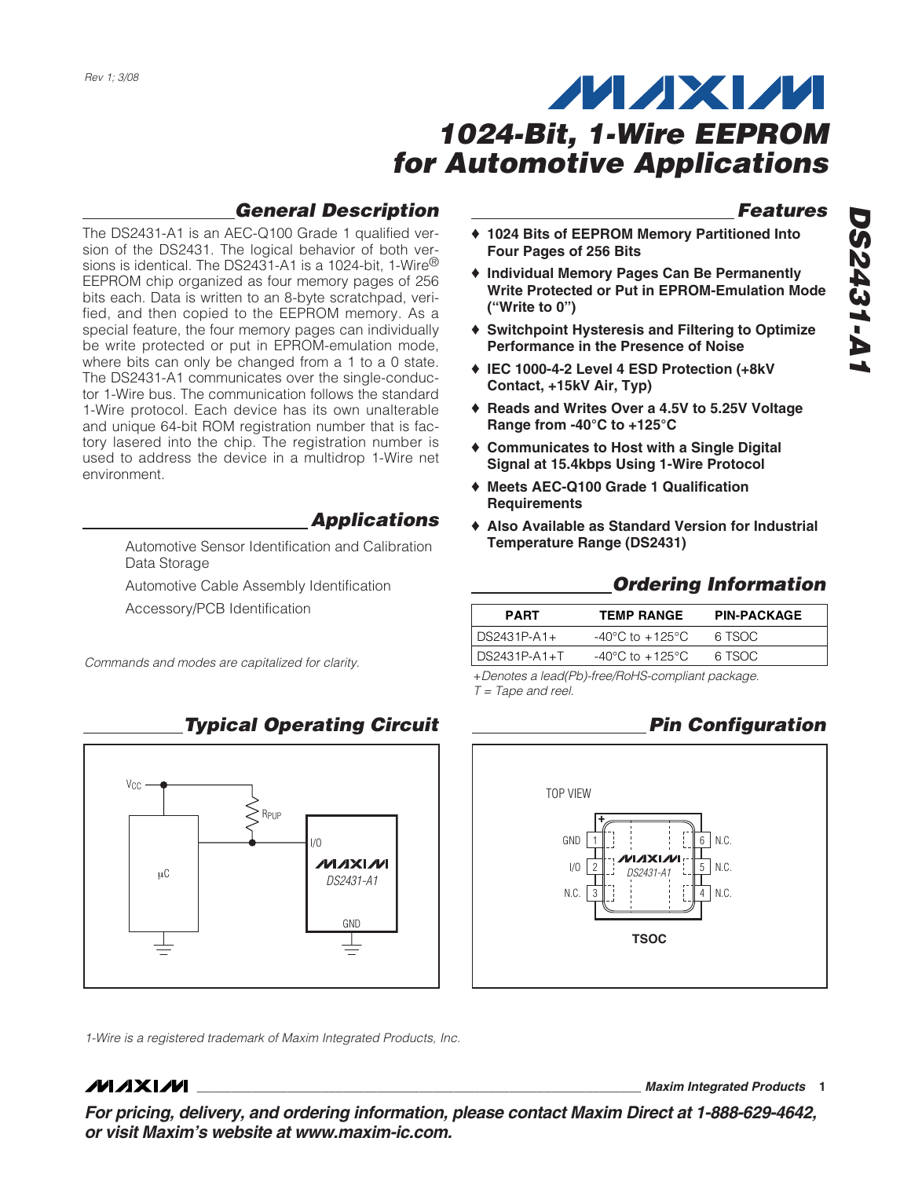Rev 1; 3/08

# 1024-Bit, 1-Wire EEPROM for Automotive Applications

## DS2431-A1

## General Description

The DS2431-A1 is an AEC-Q100 Grade 1 qualified version of the DS2431. The logical behavior of both versions is identical. The DS2431-A1 is a 1024-bit, 1-Wire® EEPROM chip organized as four memory pages of 256 bits each. Data is written to an 8-byte scratchpad, verified, and then copied to the EEPROM memory. As a special feature, the four memory pages can individually be write protected or put in EPROM-emulation mode, where bits can only be changed from a 1 to a 0 state. The DS2431-A1 communicates over the single-conductor 1-Wire bus. The communication follows the standard 1-Wire protocol. Each device has its own unalterable and unique 64-bit ROM registration number that is factory lasered into the chip. The registration number is used to address the device in a multidrop 1-Wire net environment.

## Applications

Automotive Sensor Identification and Calibration Data Storage

Automotive Cable Assembly Identification

Accessory/PCB Identification

*Commands and modes are capitalized for clarity.*

## Features

- **1024 Bits of EEPROM Memory Partitioned Into Four Pages of 256 Bits**
- **Individual Memory Pages Can Be Permanently Write Protected or Put in EPROM-Emulation Mode ("Write to 0")**
- **Switchpoint Hysteresis and Filtering to Optimize Performance in the Presence of Noise**
- **IEC 1000-4-2 Level 4 ESD Protection (+8kV Contact, +15kV Air, Typ)**
- **Reads and Writes Over a 4.5V to 5.25V Voltage Range from -40°C to +125°C**
- **Communicates to Host with a Single Digital Signal at 15.4kbps Using 1-Wire Protocol**
- **Meets AEC-Q100 Grade 1 Qualification Requirements**
- **Also Available as Standard Version for Industrial Temperature Range (DS2431)**

## Ordering Information

| PART | TEMP RANGE | PIN-PACKAGE |
|---|---|---|
| DS2431P-A1+ | -40°C to +125°C | 6 TSOC |
| DS2431P-A1+T | -40°C to +125°C | 6 TSOC |

*+Denotes a lead(Pb)-free/RoHS-compliant package.*
*T = Tape and reel.*

## Typical Operating Circuit

V_CC — μC; R_PUP pull-up to I/O of MAXIM DS2431-A1; GND

## Pin Configuration

TOP VIEW

| Pin | Name | Pin | Name |
|---|---|---|---|
| 1 | GND | 6 | N.C. |
| 2 | I/O | 5 | N.C. |
| 3 | N.C. | 4 | N.C. |

TSOC

*1-Wire is a registered trademark of Maxim Integrated Products, Inc.*

**For pricing, delivery, and ordering information, please contact Maxim Direct at 1-888-629-4642, or visit Maxim's website at www.maxim-ic.com.**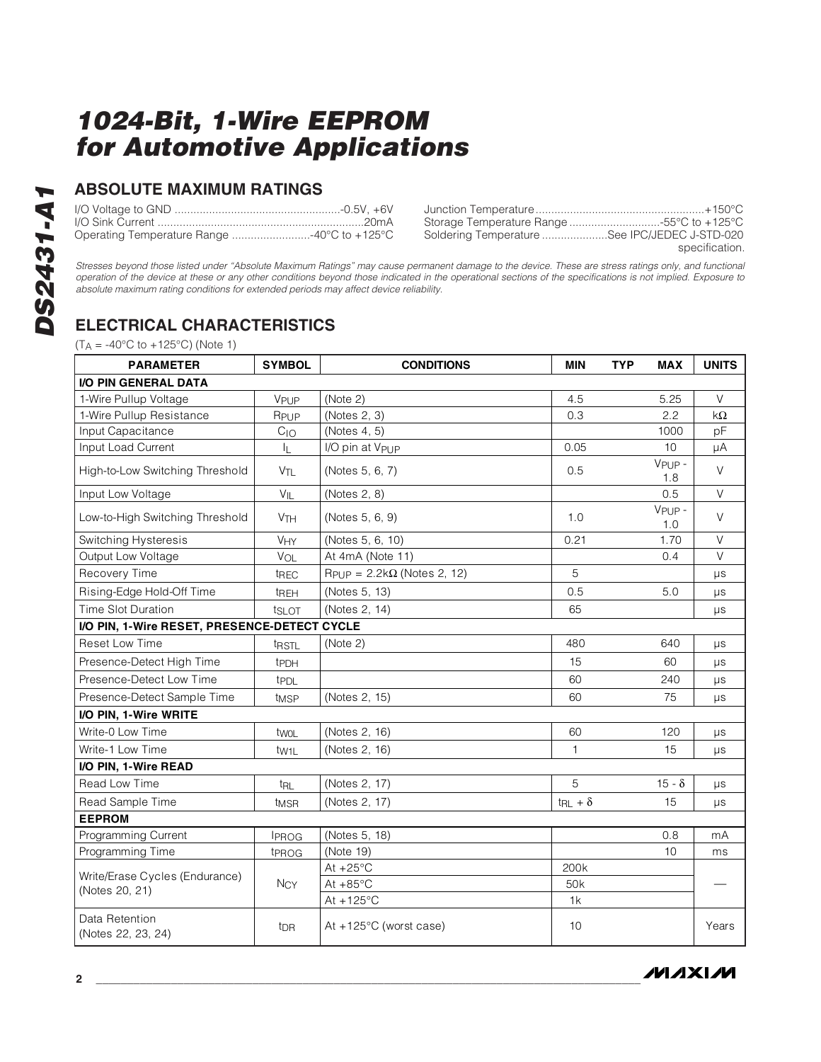## ABSOLUTE MAXIMUM RATINGS

I/O Voltage to GND ....................................................-0.5V, +6V
I/O Sink Current ................................................................20mA
Operating Temperature Range .........................-40°C to +125°C
Junction Temperature.....................................................+150°C
Storage Temperature Range .............................-55°C to +125°C
Soldering Temperature .....................See IPC/JEDEC J-STD-020 specification.

*Stresses beyond those listed under "Absolute Maximum Ratings" may cause permanent damage to the device. These are stress ratings only, and functional operation of the device at these or any other conditions beyond those indicated in the operational sections of the specifications is not implied. Exposure to absolute maximum rating conditions for extended periods may affect device reliability.*

## ELECTRICAL CHARACTERISTICS

($T_A$ = -40°C to +125°C) (Note 1)

| PARAMETER | SYMBOL | CONDITIONS | MIN | TYP | MAX | UNITS |
|---|---|---|---|---|---|---|
| **I/O PIN GENERAL DATA** | | | | | | |
| 1-Wire Pullup Voltage | $V_{PUP}$ | (Note 2) | 4.5 | | 5.25 | V |
| 1-Wire Pullup Resistance | $R_{PUP}$ | (Notes 2, 3) | 0.3 | | 2.2 | kΩ |
| Input Capacitance | $C_{IO}$ | (Notes 4, 5) | | | 1000 | pF |
| Input Load Current | $I_L$ | I/O pin at $V_{PUP}$ | 0.05 | | 10 | µA |
| High-to-Low Switching Threshold | $V_{TL}$ | (Notes 5, 6, 7) | 0.5 | | $V_{PUP}$ - 1.8 | V |
| Input Low Voltage | $V_{IL}$ | (Notes 2, 8) | | | 0.5 | V |
| Low-to-High Switching Threshold | $V_{TH}$ | (Notes 5, 6, 9) | 1.0 | | $V_{PUP}$ - 1.0 | V |
| Switching Hysteresis | $V_{HY}$ | (Notes 5, 6, 10) | 0.21 | | 1.70 | V |
| Output Low Voltage | $V_{OL}$ | At 4mA (Note 11) | | | 0.4 | V |
| Recovery Time | $t_{REC}$ | $R_{PUP}$ = 2.2kΩ (Notes 2, 12) | 5 | | | µs |
| Rising-Edge Hold-Off Time | $t_{REH}$ | (Notes 5, 13) | 0.5 | | 5.0 | µs |
| Time Slot Duration | $t_{SLOT}$ | (Notes 2, 14) | 65 | | | µs |
| **I/O PIN, 1-Wire RESET, PRESENCE-DETECT CYCLE** | | | | | | |
| Reset Low Time | $t_{RSTL}$ | (Note 2) | 480 | | 640 | µs |
| Presence-Detect High Time | $t_{PDH}$ | | 15 | | 60 | µs |
| Presence-Detect Low Time | $t_{PDL}$ | | 60 | | 240 | µs |
| Presence-Detect Sample Time | $t_{MSP}$ | (Notes 2, 15) | 60 | | 75 | µs |
| **I/O PIN, 1-Wire WRITE** | | | | | | |
| Write-0 Low Time | $t_{W0L}$ | (Notes 2, 16) | 60 | | 120 | µs |
| Write-1 Low Time | $t_{W1L}$ | (Notes 2, 16) | 1 | | 15 | µs |
| **I/O PIN, 1-Wire READ** | | | | | | |
| Read Low Time | $t_{RL}$ | (Notes 2, 17) | 5 | | $15 - \delta$ | µs |
| Read Sample Time | $t_{MSR}$ | (Notes 2, 17) | $t_{RL} + \delta$ | | 15 | µs |
| **EEPROM** | | | | | | |
| Programming Current | $I_{PROG}$ | (Notes 5, 18) | | | 0.8 | mA |
| Programming Time | $t_{PROG}$ | (Note 19) | | | 10 | ms |
| Write/Erase Cycles (Endurance) (Notes 20, 21) | $N_{CY}$ | At +25°C | 200k | | | — |
| | | At +85°C | 50k | | | |
| | | At +125°C | 1k | | | |
| Data Retention (Notes 22, 23, 24) | $t_{DR}$ | At +125°C (worst case) | 10 | | | Years |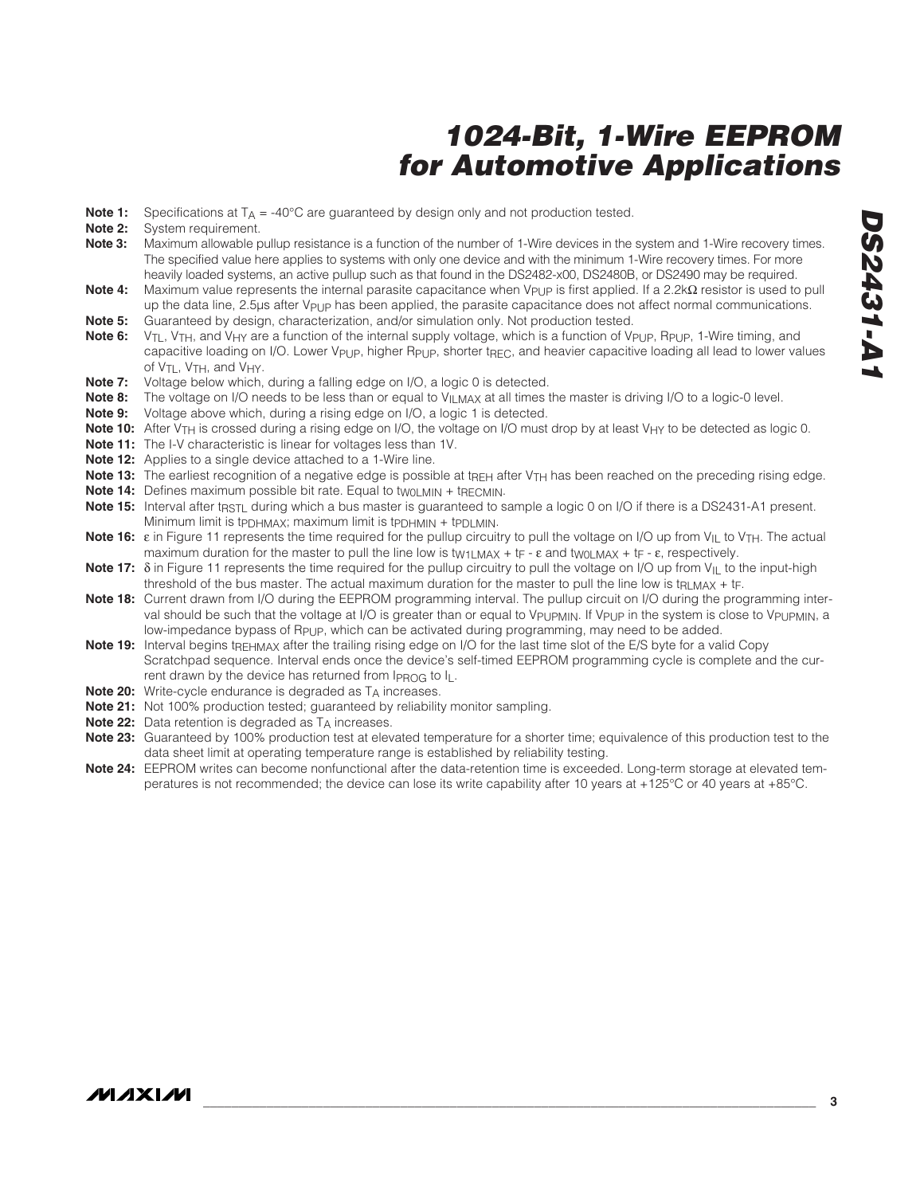**Note 1:** Specifications at $T_A$ = -40°C are guaranteed by design only and not production tested.

**Note 2:** System requirement.

**Note 3:** Maximum allowable pullup resistance is a function of the number of 1-Wire devices in the system and 1-Wire recovery times. The specified value here applies to systems with only one device and with the minimum 1-Wire recovery times. For more heavily loaded systems, an active pullup such as that found in the DS2482-x00, DS2480B, or DS2490 may be required.

**Note 4:** Maximum value represents the internal parasite capacitance when $V_{PUP}$ is first applied. If a 2.2kΩ resistor is used to pull up the data line, 2.5µs after $V_{PUP}$ has been applied, the parasite capacitance does not affect normal communications.

**Note 5:** Guaranteed by design, characterization, and/or simulation only. Not production tested.

**Note 6:** $V_{TL}$, $V_{TH}$, and $V_{HY}$ are a function of the internal supply voltage, which is a function of $V_{PUP}$, $R_{PUP}$, 1-Wire timing, and capacitive loading on I/O. Lower $V_{PUP}$, higher $R_{PUP}$, shorter $t_{REC}$, and heavier capacitive loading all lead to lower values of $V_{TL}$, $V_{TH}$, and $V_{HY}$.

**Note 7:** Voltage below which, during a falling edge on I/O, a logic 0 is detected.

**Note 8:** The voltage on I/O needs to be less than or equal to $V_{ILMAX}$ at all times the master is driving I/O to a logic-0 level.

**Note 9:** Voltage above which, during a rising edge on I/O, a logic 1 is detected.

**Note 10:** After $V_{TH}$ is crossed during a rising edge on I/O, the voltage on I/O must drop by at least $V_{HY}$ to be detected as logic 0.

**Note 11:** The I-V characteristic is linear for voltages less than 1V.

**Note 12:** Applies to a single device attached to a 1-Wire line.

**Note 13:** The earliest recognition of a negative edge is possible at $t_{REH}$ after $V_{TH}$ has been reached on the preceding rising edge.

**Note 14:** Defines maximum possible bit rate. Equal to $t_{W0LMIN} + t_{RECMIN}$.

**Note 15:** Interval after $t_{RSTL}$ during which a bus master is guaranteed to sample a logic 0 on I/O if there is a DS2431-A1 present. Minimum limit is $t_{PDHMAX}$; maximum limit is $t_{PDHMIN} + t_{PDLMIN}$.

**Note 16:** ε in Figure 11 represents the time required for the pullup circuitry to pull the voltage on I/O up from $V_{IL}$ to $V_{TH}$. The actual maximum duration for the master to pull the line low is $t_{W1LMAX} + t_F - \varepsilon$ and $t_{W0LMAX} + t_F - \varepsilon$, respectively.

**Note 17:** δ in Figure 11 represents the time required for the pullup circuitry to pull the voltage on I/O up from $V_{IL}$ to the input-high threshold of the bus master. The actual maximum duration for the master to pull the line low is $t_{RLMAX} + t_F$.

**Note 18:** Current drawn from I/O during the EEPROM programming interval. The pullup circuit on I/O during the programming interval should be such that the voltage at I/O is greater than or equal to $V_{PUPMIN}$. If $V_{PUP}$ in the system is close to $V_{PUPMIN}$, a low-impedance bypass of $R_{PUP}$, which can be activated during programming, may need to be added.

**Note 19:** Interval begins $t_{REHMAX}$ after the trailing rising edge on I/O for the last time slot of the E/S byte for a valid Copy Scratchpad sequence. Interval ends once the device's self-timed EEPROM programming cycle is complete and the current drawn by the device has returned from $I_{PROG}$ to $I_L$.

**Note 20:** Write-cycle endurance is degraded as $T_A$ increases.

**Note 21:** Not 100% production tested; guaranteed by reliability monitor sampling.

**Note 22:** Data retention is degraded as $T_A$ increases.

**Note 23:** Guaranteed by 100% production test at elevated temperature for a shorter time; equivalence of this production test to the data sheet limit at operating temperature range is established by reliability testing.

**Note 24:** EEPROM writes can become nonfunctional after the data-retention time is exceeded. Long-term storage at elevated temperatures is not recommended; the device can lose its write capability after 10 years at +125°C or 40 years at +85°C.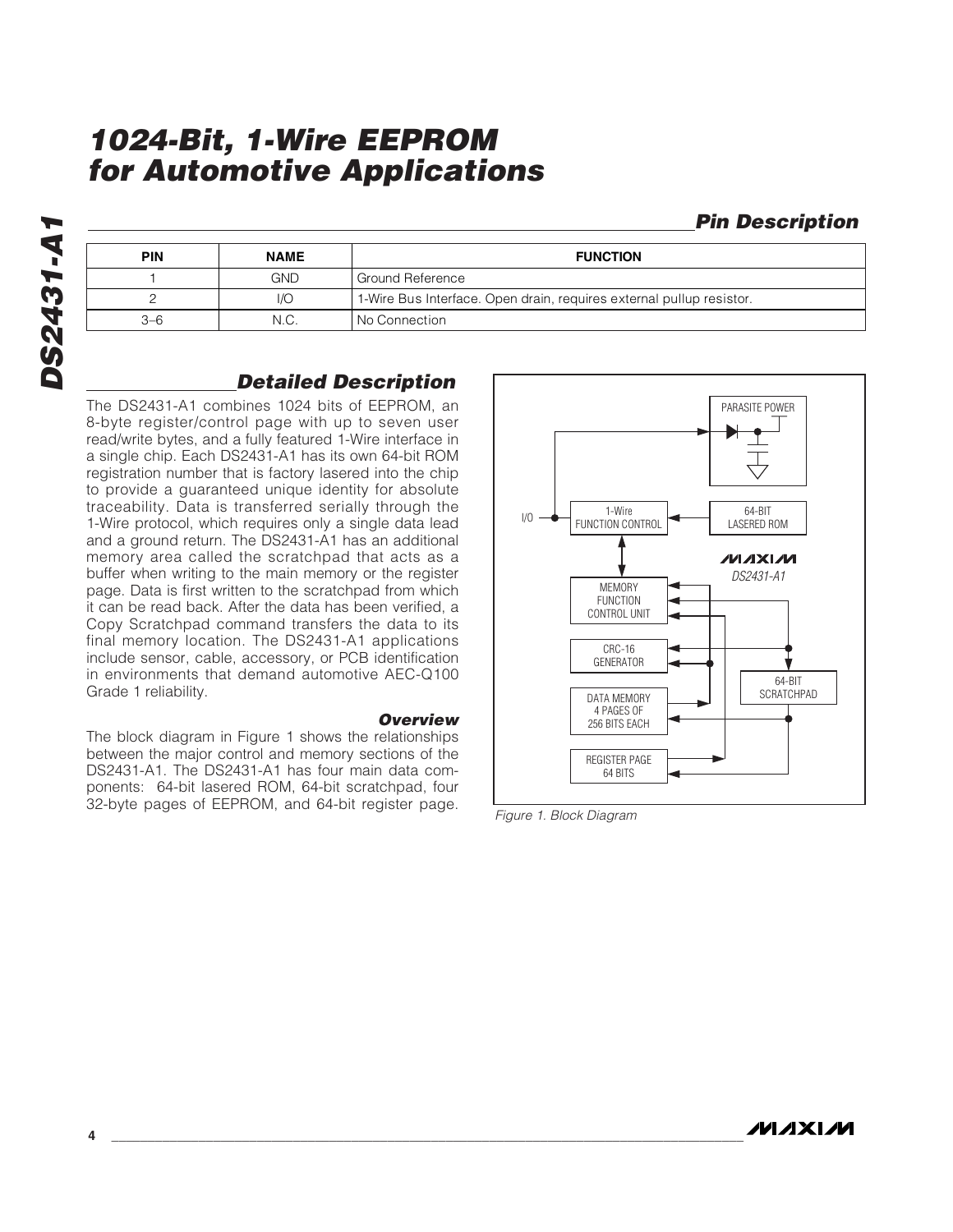# 1024-Bit, 1-Wire EEPROM for Automotive Applications

## Pin Description

| PIN | NAME | FUNCTION |
|---|---|---|
| 1 | GND | Ground Reference |
| 2 | I/O | 1-Wire Bus Interface. Open drain, requires external pullup resistor. |
| 3–6 | N.C. | No Connection |

## Detailed Description

The DS2431-A1 combines 1024 bits of EEPROM, an 8-byte register/control page with up to seven user read/write bytes, and a fully featured 1-Wire interface in a single chip. Each DS2431-A1 has its own 64-bit ROM registration number that is factory lasered into the chip to provide a guaranteed unique identity for absolute traceability. Data is transferred serially through the 1-Wire protocol, which requires only a single data lead and a ground return. The DS2431-A1 has an additional memory area called the scratchpad that acts as a buffer when writing to the main memory or the register page. Data is first written to the scratchpad from which it can be read back. After the data has been verified, a Copy Scratchpad command transfers the data to its final memory location. The DS2431-A1 applications include sensor, cable, accessory, or PCB identification in environments that demand automotive AEC-Q100 Grade 1 reliability.

### Overview

The block diagram in Figure 1 shows the relationships between the major control and memory sections of the DS2431-A1. The DS2431-A1 has four main data components: 64-bit lasered ROM, 64-bit scratchpad, four 32-byte pages of EEPROM, and 64-bit register page.

*Figure 1. Block Diagram*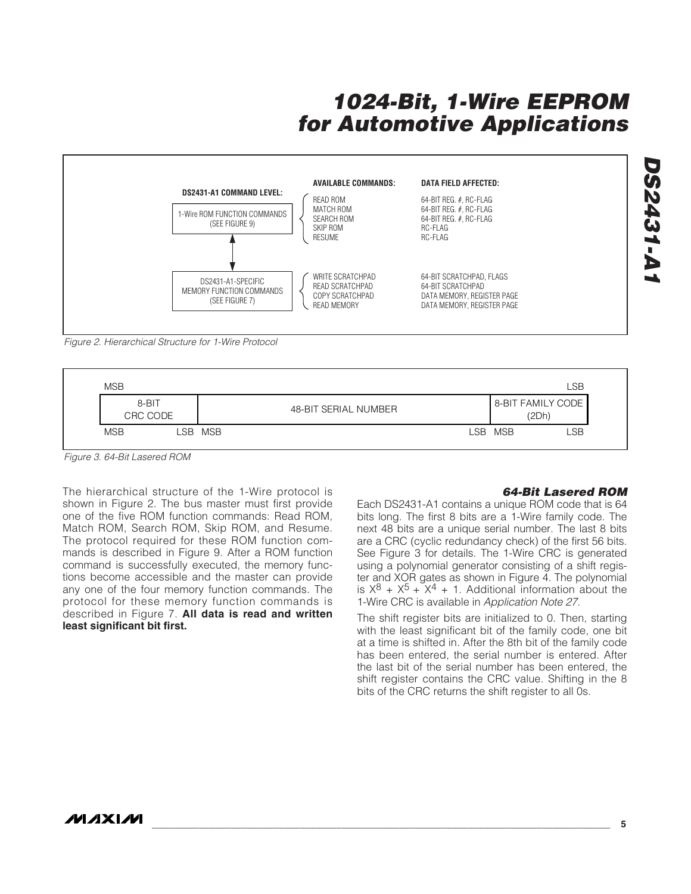| DS2431-A1 COMMAND LEVEL: | AVAILABLE COMMANDS: | DATA FIELD AFFECTED: |
|---|---|---|
| 1-Wire ROM FUNCTION COMMANDS (SEE FIGURE 9) | READ ROM | 64-BIT REG. #, RC-FLAG |
| | MATCH ROM | 64-BIT REG. #, RC-FLAG |
| | SEARCH ROM | 64-BIT REG. #, RC-FLAG |
| | SKIP ROM | RC-FLAG |
| | RESUME | RC-FLAG |
| DS2431-A1-SPECIFIC MEMORY FUNCTION COMMANDS (SEE FIGURE 7) | WRITE SCRATCHPAD | 64-BIT SCRATCHPAD, FLAGS |
| | READ SCRATCHPAD | 64-BIT SCRATCHPAD |
| | COPY SCRATCHPAD | DATA MEMORY, REGISTER PAGE |
| | READ MEMORY | DATA MEMORY, REGISTER PAGE |

*Figure 2. Hierarchical Structure for 1-Wire Protocol*

| MSB | | LSB |
|---|---|---|
| 8-BIT CRC CODE | 48-BIT SERIAL NUMBER | 8-BIT FAMILY CODE (2Dh) |
| MSB LSB | MSB LSB | MSB LSB |

*Figure 3. 64-Bit Lasered ROM*

The hierarchical structure of the 1-Wire protocol is shown in Figure 2. The bus master must first provide one of the five ROM function commands: Read ROM, Match ROM, Search ROM, Skip ROM, and Resume. The protocol required for these ROM function commands is described in Figure 9. After a ROM function command is successfully executed, the memory functions become accessible and the master can provide any one of the four memory function commands. The protocol for these memory function commands is described in Figure 7. **All data is read and written least significant bit first.**

### 64-Bit Lasered ROM

Each DS2431-A1 contains a unique ROM code that is 64 bits long. The first 8 bits are a 1-Wire family code. The next 48 bits are a unique serial number. The last 8 bits are a CRC (cyclic redundancy check) of the first 56 bits. See Figure 3 for details. The 1-Wire CRC is generated using a polynomial generator consisting of a shift register and XOR gates as shown in Figure 4. The polynomial is $X^8 + X^5 + X^4 + 1$. Additional information about the 1-Wire CRC is available in *Application Note 27*.

The shift register bits are initialized to 0. Then, starting with the least significant bit of the family code, one bit at a time is shifted in. After the 8th bit of the family code has been entered, the serial number is entered. After the last bit of the serial number has been entered, the shift register contains the CRC value. Shifting in the 8 bits of the CRC returns the shift register to all 0s.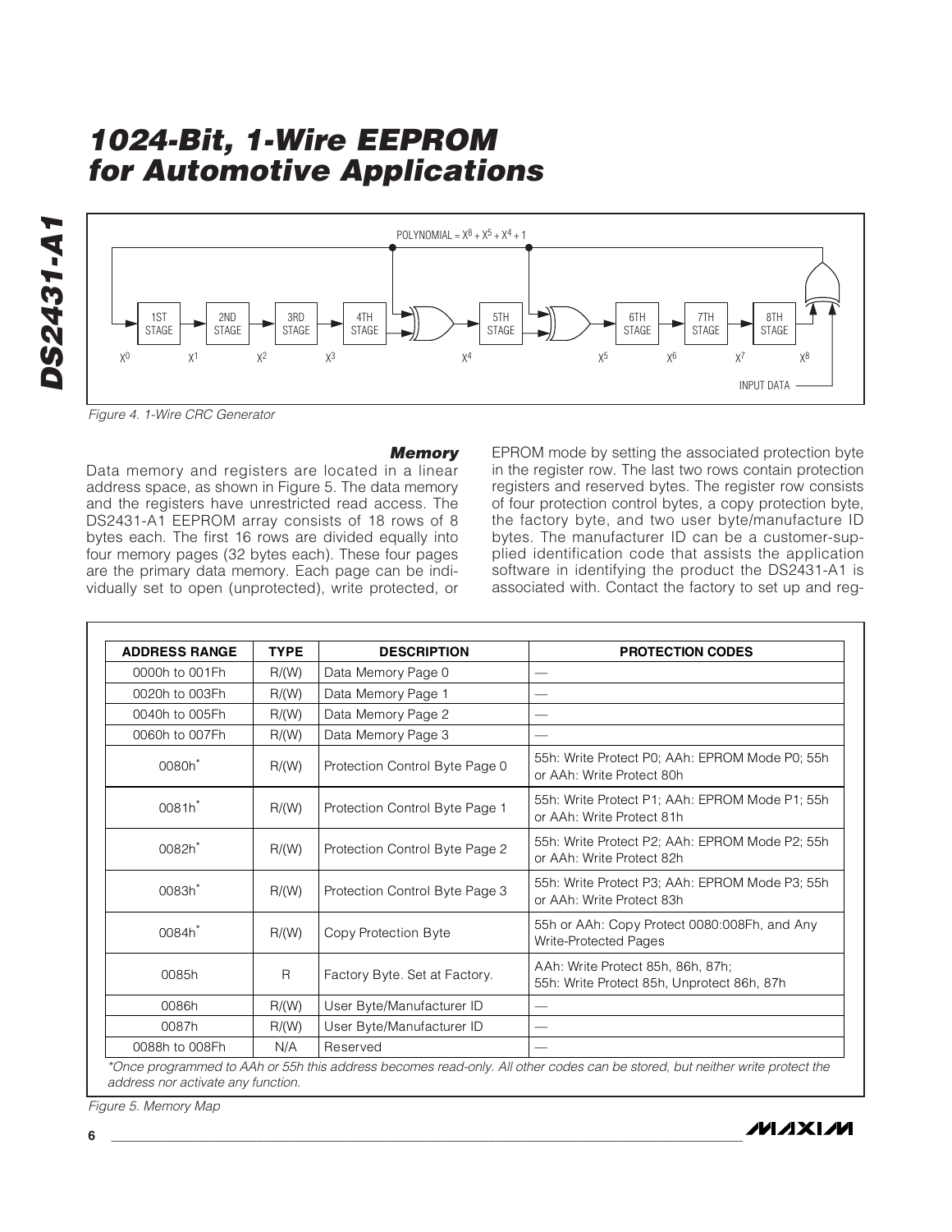Figure 4. 1-Wire CRC Generator

### Memory

Data memory and registers are located in a linear address space, as shown in Figure 5. The data memory and the registers have unrestricted read access. The DS2431-A1 EEPROM array consists of 18 rows of 8 bytes each. The first 16 rows are divided equally into four memory pages (32 bytes each). These four pages are the primary data memory. Each page can be individually set to open (unprotected), write protected, or EPROM mode by setting the associated protection byte in the register row. The last two rows contain protection registers and reserved bytes. The register row consists of four protection control bytes, a copy protection byte, the factory byte, and two user byte/manufacture ID bytes. The manufacturer ID can be a customer-supplied identification code that assists the application software in identifying the product the DS2431-A1 is associated with. Contact the factory to set up and reg-

| ADDRESS RANGE | TYPE | DESCRIPTION | PROTECTION CODES |
|---|---|---|---|
| 0000h to 001Fh | R/(W) | Data Memory Page 0 | — |
| 0020h to 003Fh | R/(W) | Data Memory Page 1 | — |
| 0040h to 005Fh | R/(W) | Data Memory Page 2 | — |
| 0060h to 007Fh | R/(W) | Data Memory Page 3 | — |
| 0080h* | R/(W) | Protection Control Byte Page 0 | 55h: Write Protect P0; AAh: EPROM Mode P0; 55h or AAh: Write Protect 80h |
| 0081h* | R/(W) | Protection Control Byte Page 1 | 55h: Write Protect P1; AAh: EPROM Mode P1; 55h or AAh: Write Protect 81h |
| 0082h* | R/(W) | Protection Control Byte Page 2 | 55h: Write Protect P2; AAh: EPROM Mode P2; 55h or AAh: Write Protect 82h |
| 0083h* | R/(W) | Protection Control Byte Page 3 | 55h: Write Protect P3; AAh: EPROM Mode P3; 55h or AAh: Write Protect 83h |
| 0084h* | R/(W) | Copy Protection Byte | 55h or AAh: Copy Protect 0080:008Fh, and Any Write-Protected Pages |
| 0085h | R | Factory Byte. Set at Factory. | AAh: Write Protect 85h, 86h, 87h; 55h: Write Protect 85h, Unprotect 86h, 87h |
| 0086h | R/(W) | User Byte/Manufacturer ID | — |
| 0087h | R/(W) | User Byte/Manufacturer ID | — |
| 0088h to 008Fh | N/A | Reserved | — |

*Once programmed to AAh or 55h this address becomes read-only. All other codes can be stored, but neither write protect the address nor activate any function.*

Figure 5. Memory Map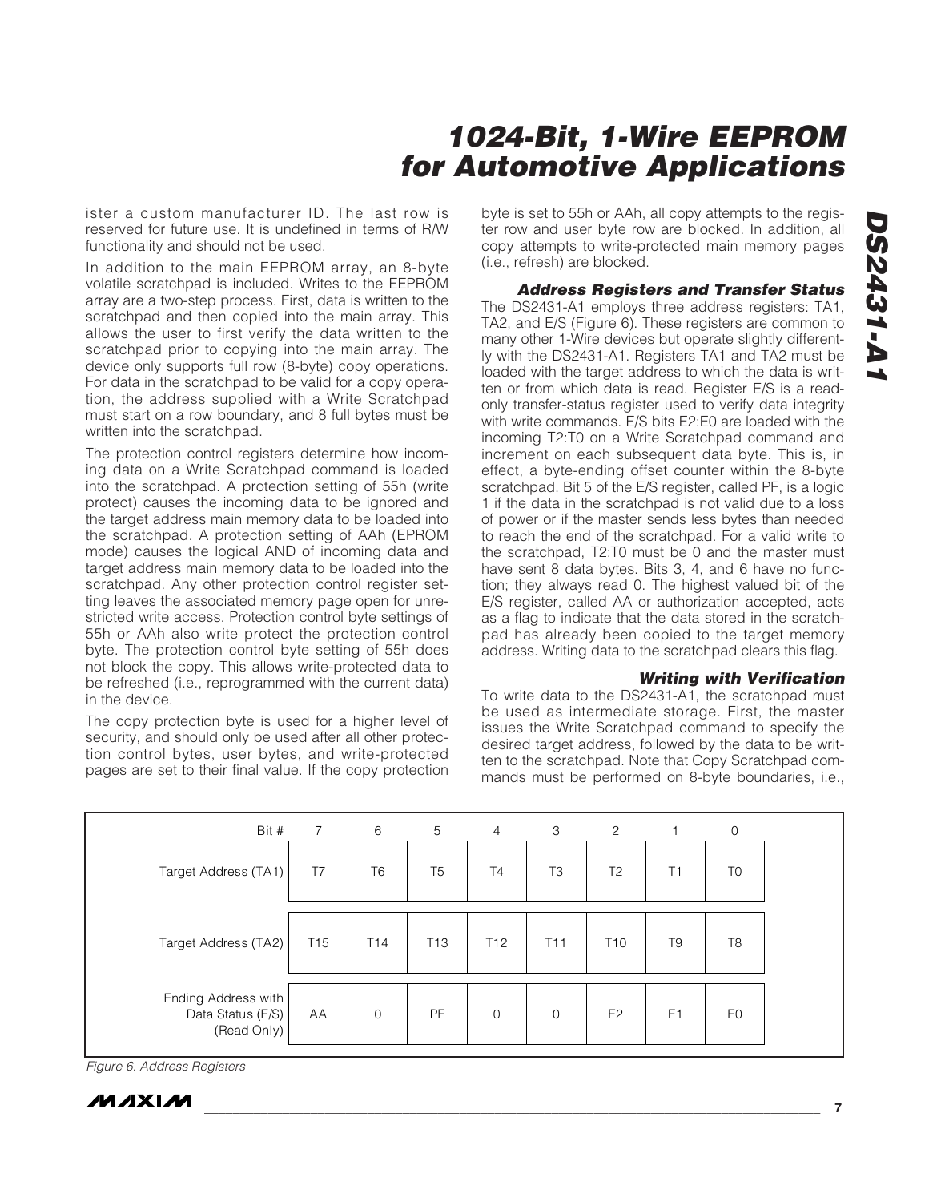ister a custom manufacturer ID. The last row is reserved for future use. It is undefined in terms of R/W functionality and should not be used.

In addition to the main EEPROM array, an 8-byte volatile scratchpad is included. Writes to the EEPROM array are a two-step process. First, data is written to the scratchpad and then copied into the main array. This allows the user to first verify the data written to the scratchpad prior to copying into the main array. The device only supports full row (8-byte) copy operations. For data in the scratchpad to be valid for a copy operation, the address supplied with a Write Scratchpad must start on a row boundary, and 8 full bytes must be written into the scratchpad.

The protection control registers determine how incoming data on a Write Scratchpad command is loaded into the scratchpad. A protection setting of 55h (write protect) causes the incoming data to be ignored and the target address main memory data to be loaded into the scratchpad. A protection setting of AAh (EPROM mode) causes the logical AND of incoming data and target address main memory data to be loaded into the scratchpad. Any other protection control register setting leaves the associated memory page open for unrestricted write access. Protection control byte settings of 55h or AAh also write protect the protection control byte. The protection control byte setting of 55h does not block the copy. This allows write-protected data to be refreshed (i.e., reprogrammed with the current data) in the device.

The copy protection byte is used for a higher level of security, and should only be used after all other protection control bytes, user bytes, and write-protected pages are set to their final value. If the copy protection byte is set to 55h or AAh, all copy attempts to the register row and user byte row are blocked. In addition, all copy attempts to write-protected main memory pages (i.e., refresh) are blocked.

### Address Registers and Transfer Status

The DS2431-A1 employs three address registers: TA1, TA2, and E/S (Figure 6). These registers are common to many other 1-Wire devices but operate slightly differently with the DS2431-A1. Registers TA1 and TA2 must be loaded with the target address to which the data is written or from which data is read. Register E/S is a read-only transfer-status register used to verify data integrity with write commands. E/S bits E2:E0 are loaded with the incoming T2:T0 on a Write Scratchpad command and increment on each subsequent data byte. This is, in effect, a byte-ending offset counter within the 8-byte scratchpad. Bit 5 of the E/S register, called PF, is a logic 1 if the data in the scratchpad is not valid due to a loss of power or if the master sends less bytes than needed to reach the end of the scratchpad. For a valid write to the scratchpad, T2:T0 must be 0 and the master must have sent 8 data bytes. Bits 3, 4, and 6 have no function; they always read 0. The highest valued bit of the E/S register, called AA or authorization accepted, acts as a flag to indicate that the data stored in the scratchpad has already been copied to the target memory address. Writing data to the scratchpad clears this flag.

### Writing with Verification

To write data to the DS2431-A1, the scratchpad must be used as intermediate storage. First, the master issues the Write Scratchpad command to specify the desired target address, followed by the data to be written to the scratchpad. Note that Copy Scratchpad commands must be performed on 8-byte boundaries, i.e.,

| Bit # | 7 | 6 | 5 | 4 | 3 | 2 | 1 | 0 |
|---|---|---|---|---|---|---|---|---|
| Target Address (TA1) | T7 | T6 | T5 | T4 | T3 | T2 | T1 | T0 |
| Target Address (TA2) | T15 | T14 | T13 | T12 | T11 | T10 | T9 | T8 |
| Ending Address with Data Status (E/S) (Read Only) | AA | 0 | PF | 0 | 0 | E2 | E1 | E0 |

*Figure 6. Address Registers*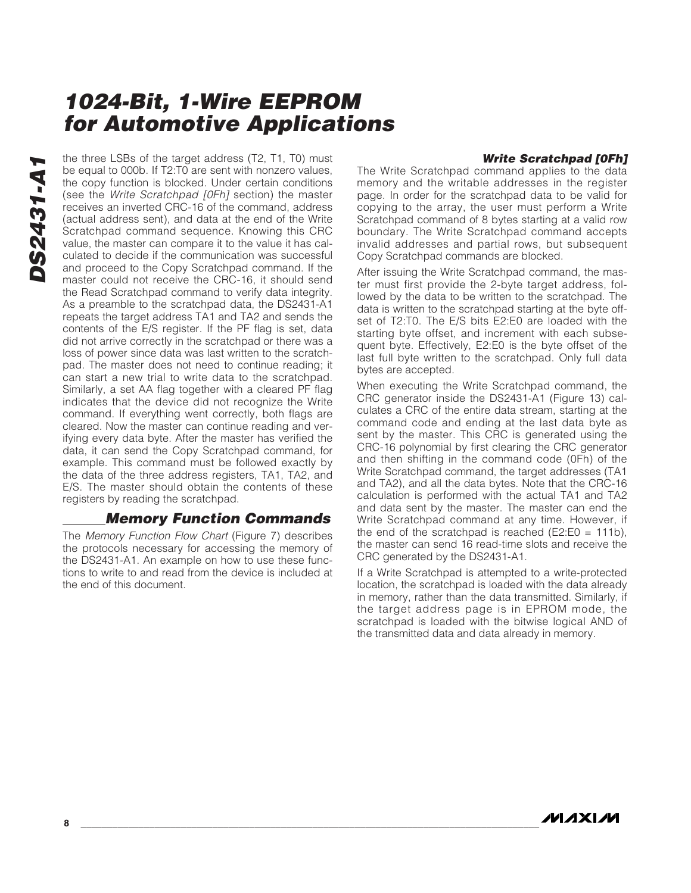the three LSBs of the target address (T2, T1, T0) must be equal to 000b. If T2:T0 are sent with nonzero values, the copy function is blocked. Under certain conditions (see the *Write Scratchpad [0Fh]* section) the master receives an inverted CRC-16 of the command, address (actual address sent), and data at the end of the Write Scratchpad command sequence. Knowing this CRC value, the master can compare it to the value it has calculated to decide if the communication was successful and proceed to the Copy Scratchpad command. If the master could not receive the CRC-16, it should send the Read Scratchpad command to verify data integrity. As a preamble to the scratchpad data, the DS2431-A1 repeats the target address TA1 and TA2 and sends the contents of the E/S register. If the PF flag is set, data did not arrive correctly in the scratchpad or there was a loss of power since data was last written to the scratchpad. The master does not need to continue reading; it can start a new trial to write data to the scratchpad. Similarly, a set AA flag together with a cleared PF flag indicates that the device did not recognize the Write command. If everything went correctly, both flags are cleared. Now the master can continue reading and verifying every data byte. After the master has verified the data, it can send the Copy Scratchpad command, for example. This command must be followed exactly by the data of the three address registers, TA1, TA2, and E/S. The master should obtain the contents of these registers by reading the scratchpad.

## Memory Function Commands

The *Memory Function Flow Chart* (Figure 7) describes the protocols necessary for accessing the memory of the DS2431-A1. An example on how to use these functions to write to and read from the device is included at the end of this document.

### Write Scratchpad [0Fh]

The Write Scratchpad command applies to the data memory and the writable addresses in the register page. In order for the scratchpad data to be valid for copying to the array, the user must perform a Write Scratchpad command of 8 bytes starting at a valid row boundary. The Write Scratchpad command accepts invalid addresses and partial rows, but subsequent Copy Scratchpad commands are blocked.

After issuing the Write Scratchpad command, the master must first provide the 2-byte target address, followed by the data to be written to the scratchpad. The data is written to the scratchpad starting at the byte offset of T2:T0. The E/S bits E2:E0 are loaded with the starting byte offset, and increment with each subsequent byte. Effectively, E2:E0 is the byte offset of the last full byte written to the scratchpad. Only full data bytes are accepted.

When executing the Write Scratchpad command, the CRC generator inside the DS2431-A1 (Figure 13) calculates a CRC of the entire data stream, starting at the command code and ending at the last data byte as sent by the master. This CRC is generated using the CRC-16 polynomial by first clearing the CRC generator and then shifting in the command code (0Fh) of the Write Scratchpad command, the target addresses (TA1 and TA2), and all the data bytes. Note that the CRC-16 calculation is performed with the actual TA1 and TA2 and data sent by the master. The master can end the Write Scratchpad command at any time. However, if the end of the scratchpad is reached (E2:E0 = 111b), the master can send 16 read-time slots and receive the CRC generated by the DS2431-A1.

If a Write Scratchpad is attempted to a write-protected location, the scratchpad is loaded with the data already in memory, rather than the data transmitted. Similarly, if the target address page is in EPROM mode, the scratchpad is loaded with the bitwise logical AND of the transmitted data and data already in memory.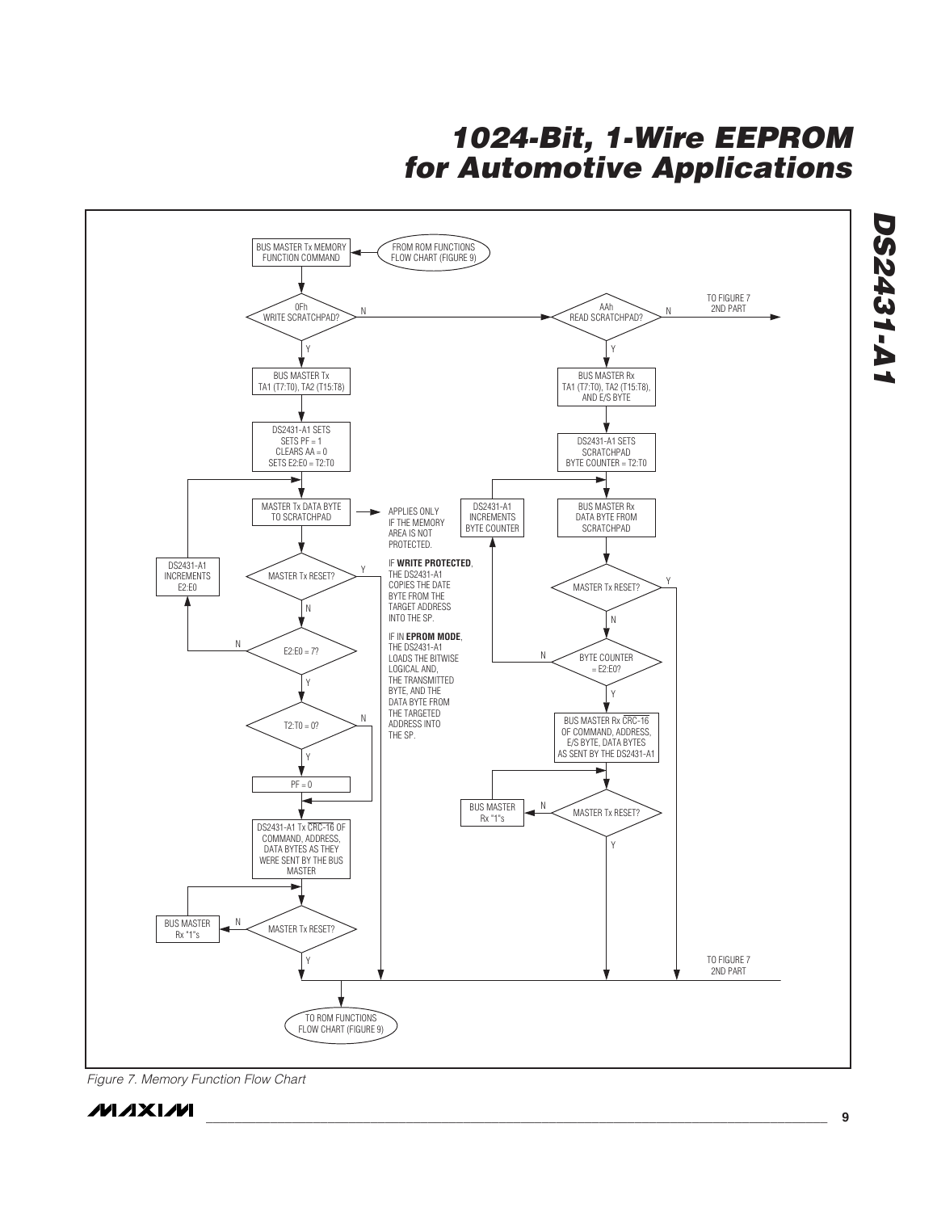BUS MASTER Tx MEMORY FUNCTION COMMAND

FROM ROM FUNCTIONS FLOW CHART (FIGURE 9)

0Fh WRITE SCRATCHPAD?

N

AAh READ SCRATCHPAD?

N

TO FIGURE 7 2ND PART

Y

BUS MASTER Tx TA1 (T7:T0), TA2 (T15:T8)

DS2431-A1 SETS SETS PF = 1 CLEARS AA = 0 SETS E2:E0 = T2:T0

MASTER Tx DATA BYTE TO SCRATCHPAD

APPLIES ONLY IF THE MEMORY AREA IS NOT PROTECTED.

IF **WRITE PROTECTED**, THE DS2431-A1 COPIES THE DATE BYTE FROM THE TARGET ADDRESS INTO THE SP.

IF IN **EPROM MODE**, THE DS2431-A1 LOADS THE BITWISE LOGICAL AND, THE TRANSMITTED BYTE, AND THE DATA BYTE FROM THE TARGETED ADDRESS INTO THE SP.

DS2431-A1 INCREMENTS E2:E0

MASTER Tx RESET?

E2:E0 = 7?

T2:T0 = 0?

PF = 0

DS2431-A1 Tx $\overline{\text{CRC-16}}$ OF COMMAND, ADDRESS, DATA BYTES AS THEY WERE SENT BY THE BUS MASTER

BUS MASTER Rx "1"s

MASTER Tx RESET?

Y

BUS MASTER Rx TA1 (T7:T0), TA2 (T15:T8), AND E/S BYTE

DS2431-A1 SETS SCRATCHPAD BYTE COUNTER = T2:T0

DS2431-A1 INCREMENTS BYTE COUNTER

BUS MASTER Rx DATA BYTE FROM SCRATCHPAD

MASTER Tx RESET?

BYTE COUNTER = E2:E0?

BUS MASTER Rx $\overline{\text{CRC-16}}$ OF COMMAND, ADDRESS, E/S BYTE, DATA BYTES AS SENT BY THE DS2431-A1

BUS MASTER Rx "1"s

MASTER Tx RESET?

TO FIGURE 7 2ND PART

TO ROM FUNCTIONS FLOW CHART (FIGURE 9)

*Figure 7. Memory Function Flow Chart*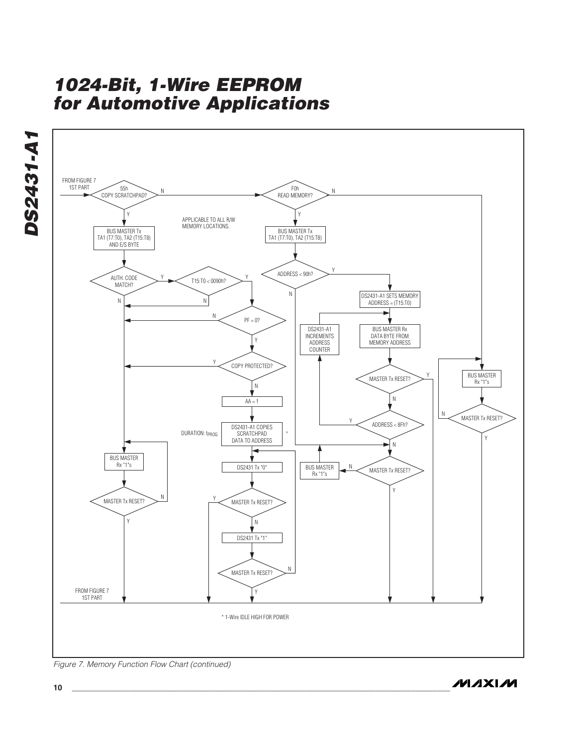# 1024-Bit, 1-Wire EEPROM for Automotive Applications

FROM FIGURE 7 1ST PART

55h COPY SCRATCHPAD?

BUS MASTER Tx TA1 (T7:T0), TA2 (T15:T8) AND E/S BYTE

AUTH. CODE MATCH?

T15:T0 < 0090h?

APPLICABLE TO ALL R/W MEMORY LOCATIONS.

PF = 0?

COPY PROTECTED?

AA = 1

DURATION: $t_{PROG}$

DS2431-A1 COPIES SCRATCHPAD DATA TO ADDRESS *

BUS MASTER Rx "1"s

MASTER Tx RESET?

DS2431 Tx "0"

MASTER Tx RESET?

DS2431 Tx "1"

MASTER Tx RESET?

F0h READ MEMORY?

BUS MASTER Tx TA1 (T7:T0), TA2 (T15:T8)

ADDRESS < 90h?

DS2431-A1 SETS MEMORY ADDRESS = (T15:T0)

DS2431-A1 INCREMENTS ADDRESS COUNTER

BUS MASTER Rx DATA BYTE FROM MEMORY ADDRESS

MASTER Tx RESET?

ADDRESS < 8Fh?

BUS MASTER Rx "1"s

MASTER Tx RESET?

BUS MASTER Rx "1"s

MASTER Tx RESET?

FROM FIGURE 7 1ST PART

\* 1-Wire IDLE HIGH FOR POWER

*Figure 7. Memory Function Flow Chart (continued)*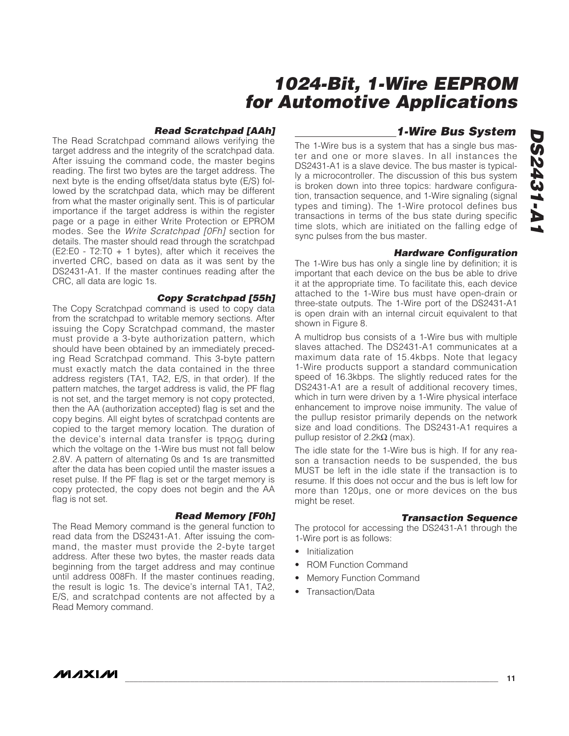### Read Scratchpad [AAh]

The Read Scratchpad command allows verifying the target address and the integrity of the scratchpad data. After issuing the command code, the master begins reading. The first two bytes are the target address. The next byte is the ending offset/data status byte (E/S) followed by the scratchpad data, which may be different from what the master originally sent. This is of particular importance if the target address is within the register page or a page in either Write Protection or EPROM modes. See the *Write Scratchpad [0Fh]* section for details. The master should read through the scratchpad (E2:E0 - T2:T0 + 1 bytes), after which it receives the inverted CRC, based on data as it was sent by the DS2431-A1. If the master continues reading after the CRC, all data are logic 1s.

### Copy Scratchpad [55h]

The Copy Scratchpad command is used to copy data from the scratchpad to writable memory sections. After issuing the Copy Scratchpad command, the master must provide a 3-byte authorization pattern, which should have been obtained by an immediately preceding Read Scratchpad command. This 3-byte pattern must exactly match the data contained in the three address registers (TA1, TA2, E/S, in that order). If the pattern matches, the target address is valid, the PF flag is not set, and the target memory is not copy protected, then the AA (authorization accepted) flag is set and the copy begins. All eight bytes of scratchpad contents are copied to the target memory location. The duration of the device's internal data transfer is $t_{PROG}$ during which the voltage on the 1-Wire bus must not fall below 2.8V. A pattern of alternating 0s and 1s are transmitted after the data has been copied until the master issues a reset pulse. If the PF flag is set or the target memory is copy protected, the copy does not begin and the AA flag is not set.

### Read Memory [F0h]

The Read Memory command is the general function to read data from the DS2431-A1. After issuing the command, the master must provide the 2-byte target address. After these two bytes, the master reads data beginning from the target address and may continue until address 008Fh. If the master continues reading, the result is logic 1s. The device's internal TA1, TA2, E/S, and scratchpad contents are not affected by a Read Memory command.

## 1-Wire Bus System

The 1-Wire bus is a system that has a single bus master and one or more slaves. In all instances the DS2431-A1 is a slave device. The bus master is typically a microcontroller. The discussion of this bus system is broken down into three topics: hardware configuration, transaction sequence, and 1-Wire signaling (signal types and timing). The 1-Wire protocol defines bus transactions in terms of the bus state during specific time slots, which are initiated on the falling edge of sync pulses from the bus master.

### Hardware Configuration

The 1-Wire bus has only a single line by definition; it is important that each device on the bus be able to drive it at the appropriate time. To facilitate this, each device attached to the 1-Wire bus must have open-drain or three-state outputs. The 1-Wire port of the DS2431-A1 is open drain with an internal circuit equivalent to that shown in Figure 8.

A multidrop bus consists of a 1-Wire bus with multiple slaves attached. The DS2431-A1 communicates at a maximum data rate of 15.4kbps. Note that legacy 1-Wire products support a standard communication speed of 16.3kbps. The slightly reduced rates for the DS2431-A1 are a result of additional recovery times, which in turn were driven by a 1-Wire physical interface enhancement to improve noise immunity. The value of the pullup resistor primarily depends on the network size and load conditions. The DS2431-A1 requires a pullup resistor of 2.2kΩ (max).

The idle state for the 1-Wire bus is high. If for any reason a transaction needs to be suspended, the bus MUST be left in the idle state if the transaction is to resume. If this does not occur and the bus is left low for more than 120µs, one or more devices on the bus might be reset.

### Transaction Sequence

The protocol for accessing the DS2431-A1 through the 1-Wire port is as follows:

- Initialization
- ROM Function Command
- Memory Function Command
- Transaction/Data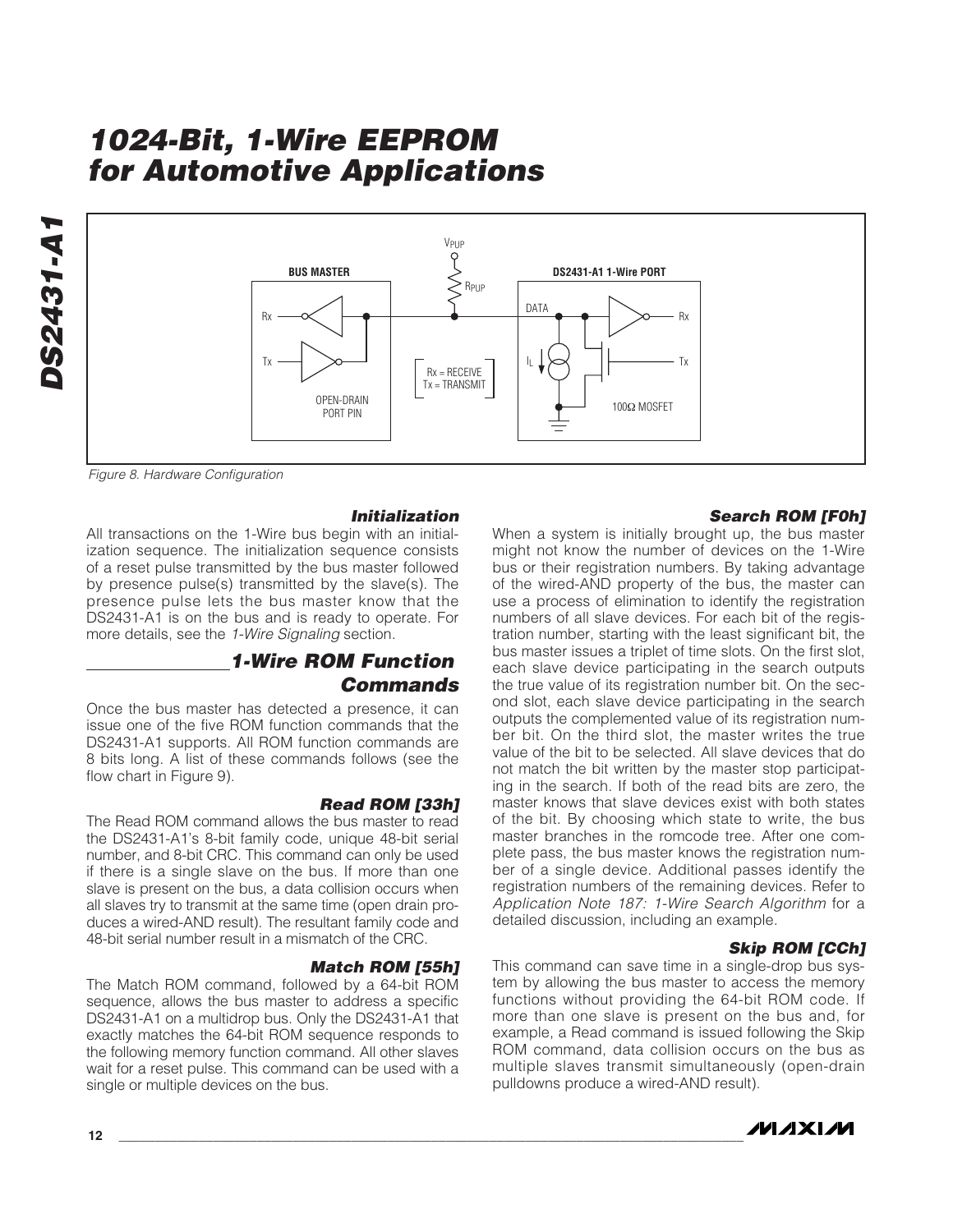Figure 8. Hardware Configuration

### Initialization

All transactions on the 1-Wire bus begin with an initialization sequence. The initialization sequence consists of a reset pulse transmitted by the bus master followed by presence pulse(s) transmitted by the slave(s). The presence pulse lets the bus master know that the DS2431-A1 is on the bus and is ready to operate. For more details, see the *1-Wire Signaling* section.

## 1-Wire ROM Function Commands

Once the bus master has detected a presence, it can issue one of the five ROM function commands that the DS2431-A1 supports. All ROM function commands are 8 bits long. A list of these commands follows (see the flow chart in Figure 9).

### Read ROM [33h]

The Read ROM command allows the bus master to read the DS2431-A1's 8-bit family code, unique 48-bit serial number, and 8-bit CRC. This command can only be used if there is a single slave on the bus. If more than one slave is present on the bus, a data collision occurs when all slaves try to transmit at the same time (open drain produces a wired-AND result). The resultant family code and 48-bit serial number result in a mismatch of the CRC.

### Match ROM [55h]

The Match ROM command, followed by a 64-bit ROM sequence, allows the bus master to address a specific DS2431-A1 on a multidrop bus. Only the DS2431-A1 that exactly matches the 64-bit ROM sequence responds to the following memory function command. All other slaves wait for a reset pulse. This command can be used with a single or multiple devices on the bus.

### Search ROM [F0h]

When a system is initially brought up, the bus master might not know the number of devices on the 1-Wire bus or their registration numbers. By taking advantage of the wired-AND property of the bus, the master can use a process of elimination to identify the registration numbers of all slave devices. For each bit of the registration number, starting with the least significant bit, the bus master issues a triplet of time slots. On the first slot, each slave device participating in the search outputs the true value of its registration number bit. On the second slot, each slave device participating in the search outputs the complemented value of its registration number bit. On the third slot, the master writes the true value of the bit to be selected. All slave devices that do not match the bit written by the master stop participating in the search. If both of the read bits are zero, the master knows that slave devices exist with both states of the bit. By choosing which state to write, the bus master branches in the romcode tree. After one complete pass, the bus master knows the registration number of a single device. Additional passes identify the registration numbers of the remaining devices. Refer to *Application Note 187: 1-Wire Search Algorithm* for a detailed discussion, including an example.

### Skip ROM [CCh]

This command can save time in a single-drop bus system by allowing the bus master to access the memory functions without providing the 64-bit ROM code. If more than one slave is present on the bus and, for example, a Read command is issued following the Skip ROM command, data collision occurs on the bus as multiple slaves transmit simultaneously (open-drain pulldowns produce a wired-AND result).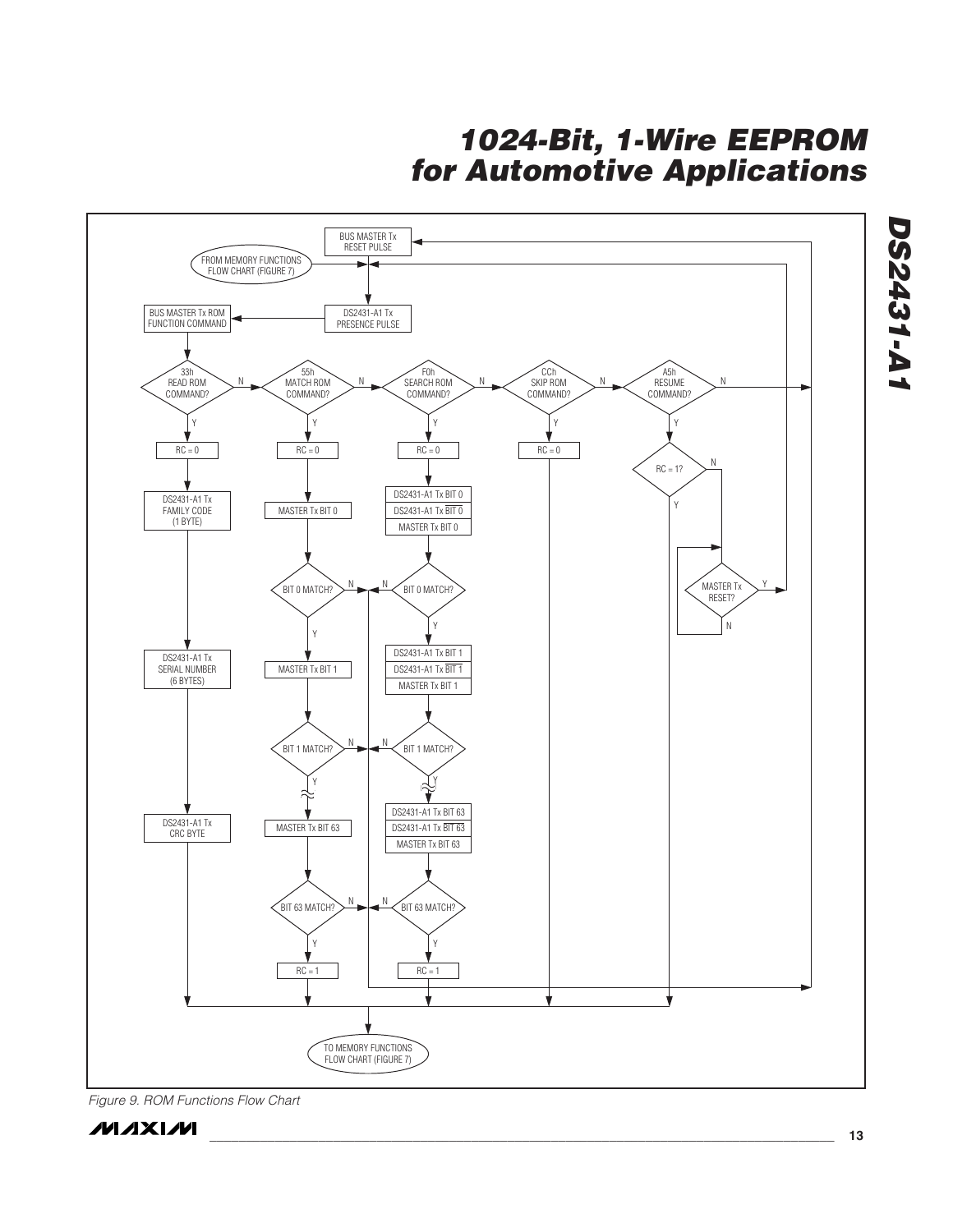Figure 9. ROM Functions Flow Chart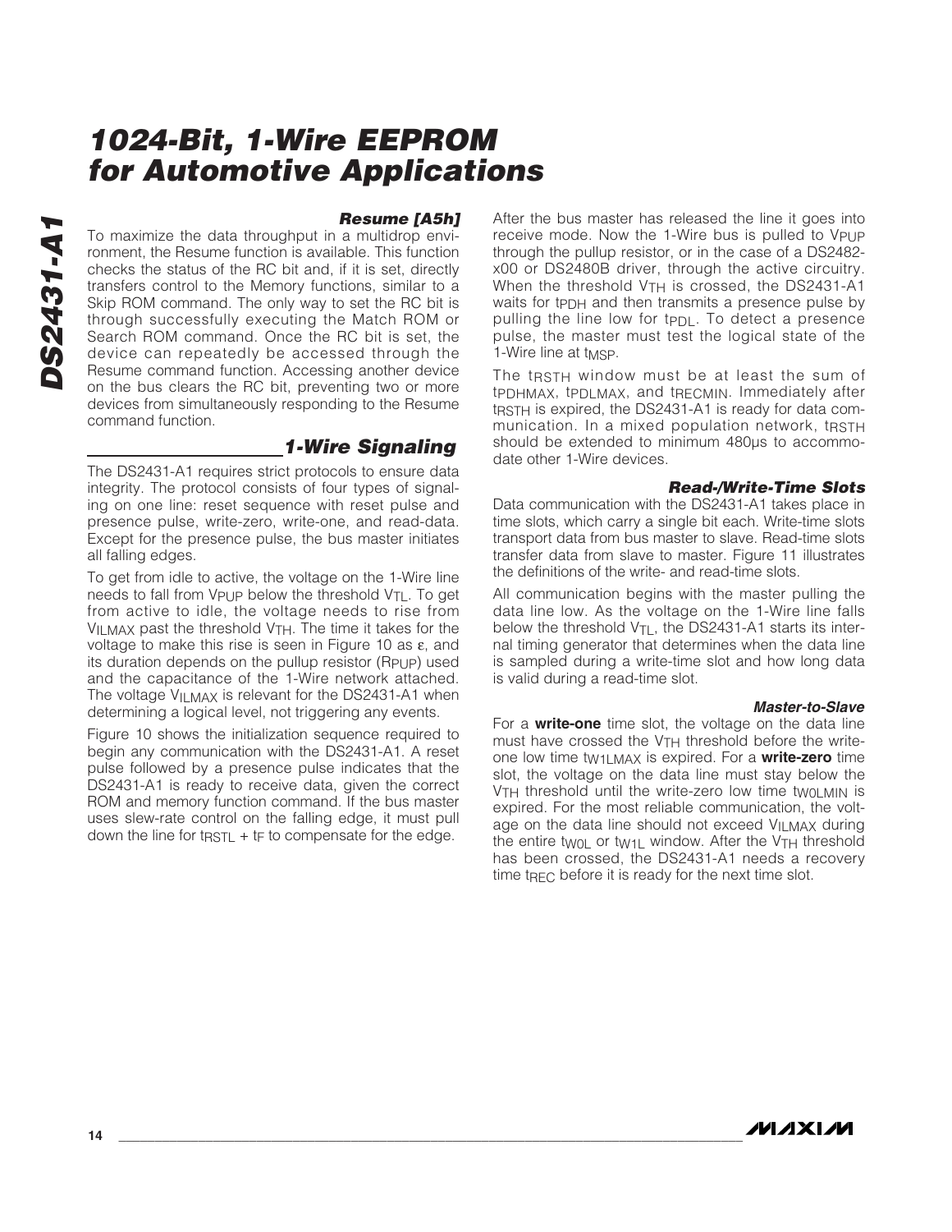### Resume [A5h]

To maximize the data throughput in a multidrop environment, the Resume function is available. This function checks the status of the RC bit and, if it is set, directly transfers control to the Memory functions, similar to a Skip ROM command. The only way to set the RC bit is through successfully executing the Match ROM or Search ROM command. Once the RC bit is set, the device can repeatedly be accessed through the Resume command function. Accessing another device on the bus clears the RC bit, preventing two or more devices from simultaneously responding to the Resume command function.

## 1-Wire Signaling

The DS2431-A1 requires strict protocols to ensure data integrity. The protocol consists of four types of signaling on one line: reset sequence with reset pulse and presence pulse, write-zero, write-one, and read-data. Except for the presence pulse, the bus master initiates all falling edges.

To get from idle to active, the voltage on the 1-Wire line needs to fall from $V_{PUP}$ below the threshold $V_{TL}$. To get from active to idle, the voltage needs to rise from $V_{ILMAX}$ past the threshold $V_{TH}$. The time it takes for the voltage to make this rise is seen in Figure 10 as ε, and its duration depends on the pullup resistor ($R_{PUP}$) used and the capacitance of the 1-Wire network attached. The voltage $V_{ILMAX}$ is relevant for the DS2431-A1 when determining a logical level, not triggering any events.

Figure 10 shows the initialization sequence required to begin any communication with the DS2431-A1. A reset pulse followed by a presence pulse indicates that the DS2431-A1 is ready to receive data, given the correct ROM and memory function command. If the bus master uses slew-rate control on the falling edge, it must pull down the line for $t_{RSTL} + t_F$ to compensate for the edge.

After the bus master has released the line it goes into receive mode. Now the 1-Wire bus is pulled to $V_{PUP}$ through the pullup resistor, or in the case of a DS2482-x00 or DS2480B driver, through the active circuitry. When the threshold $V_{TH}$ is crossed, the DS2431-A1 waits for $t_{PDH}$ and then transmits a presence pulse by pulling the line low for $t_{PDL}$. To detect a presence pulse, the master must test the logical state of the 1-Wire line at $t_{MSP}$.

The $t_{RSTH}$ window must be at least the sum of $t_{PDHMAX}$, $t_{PDLMAX}$, and $t_{RECMIN}$. Immediately after $t_{RSTH}$ is expired, the DS2431-A1 is ready for data communication. In a mixed population network, $t_{RSTH}$ should be extended to minimum 480µs to accommodate other 1-Wire devices.

### Read-/Write-Time Slots

Data communication with the DS2431-A1 takes place in time slots, which carry a single bit each. Write-time slots transport data from bus master to slave. Read-time slots transfer data from slave to master. Figure 11 illustrates the definitions of the write- and read-time slots.

All communication begins with the master pulling the data line low. As the voltage on the 1-Wire line falls below the threshold $V_{TL}$, the DS2431-A1 starts its internal timing generator that determines when the data line is sampled during a write-time slot and how long data is valid during a read-time slot.

#### Master-to-Slave

For a **write-one** time slot, the voltage on the data line must have crossed the $V_{TH}$ threshold before the write-one low time $t_{W1LMAX}$ is expired. For a **write-zero** time slot, the voltage on the data line must stay below the $V_{TH}$ threshold until the write-zero low time $t_{W0LMIN}$ is expired. For the most reliable communication, the voltage on the data line should not exceed $V_{ILMAX}$ during the entire $t_{W0L}$ or $t_{W1L}$ window. After the $V_{TH}$ threshold has been crossed, the DS2431-A1 needs a recovery time $t_{REC}$ before it is ready for the next time slot.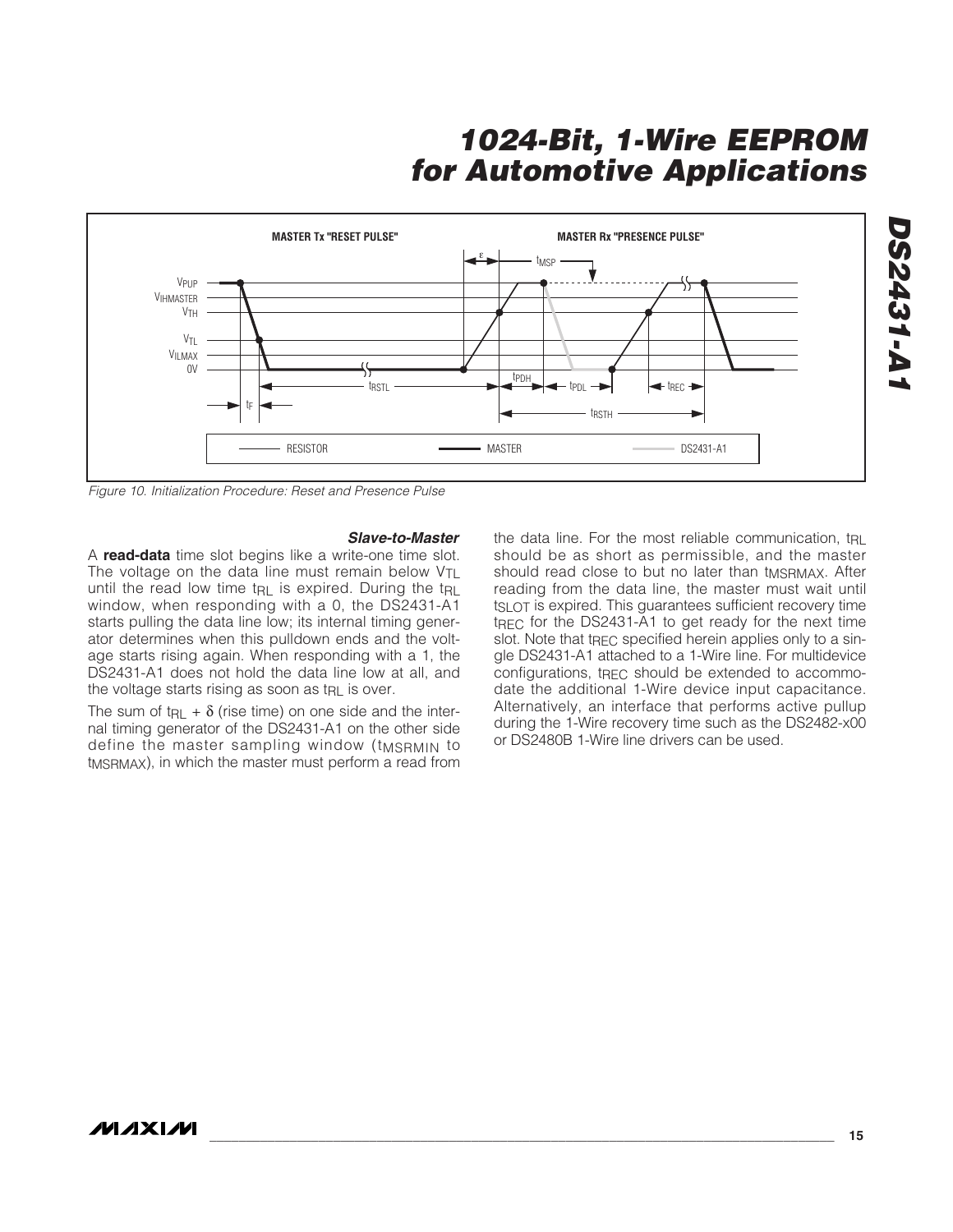Figure 10. Initialization Procedure: Reset and Presence Pulse

### *Slave-to-Master*

A **read-data** time slot begins like a write-one time slot. The voltage on the data line must remain below $V_{TL}$ until the read low time $t_{RL}$ is expired. During the $t_{RL}$ window, when responding with a 0, the DS2431-A1 starts pulling the data line low; its internal timing generator determines when this pulldown ends and the voltage starts rising again. When responding with a 1, the DS2431-A1 does not hold the data line low at all, and the voltage starts rising as soon as $t_{RL}$ is over.

The sum of $t_{RL} + \delta$ (rise time) on one side and the internal timing generator of the DS2431-A1 on the other side define the master sampling window ($t_{MSRMIN}$ to $t_{MSRMAX}$), in which the master must perform a read from the data line. For the most reliable communication, $t_{RL}$ should be as short as permissible, and the master should read close to but no later than $t_{MSRMAX}$. After reading from the data line, the master must wait until $t_{SLOT}$ is expired. This guarantees sufficient recovery time $t_{REC}$ for the DS2431-A1 to get ready for the next time slot. Note that $t_{REC}$ specified herein applies only to a single DS2431-A1 attached to a 1-Wire line. For multidevice configurations, $t_{REC}$ should be extended to accommodate the additional 1-Wire device input capacitance. Alternatively, an interface that performs active pullup during the 1-Wire recovery time such as the DS2482-x00 or DS2480B 1-Wire line drivers can be used.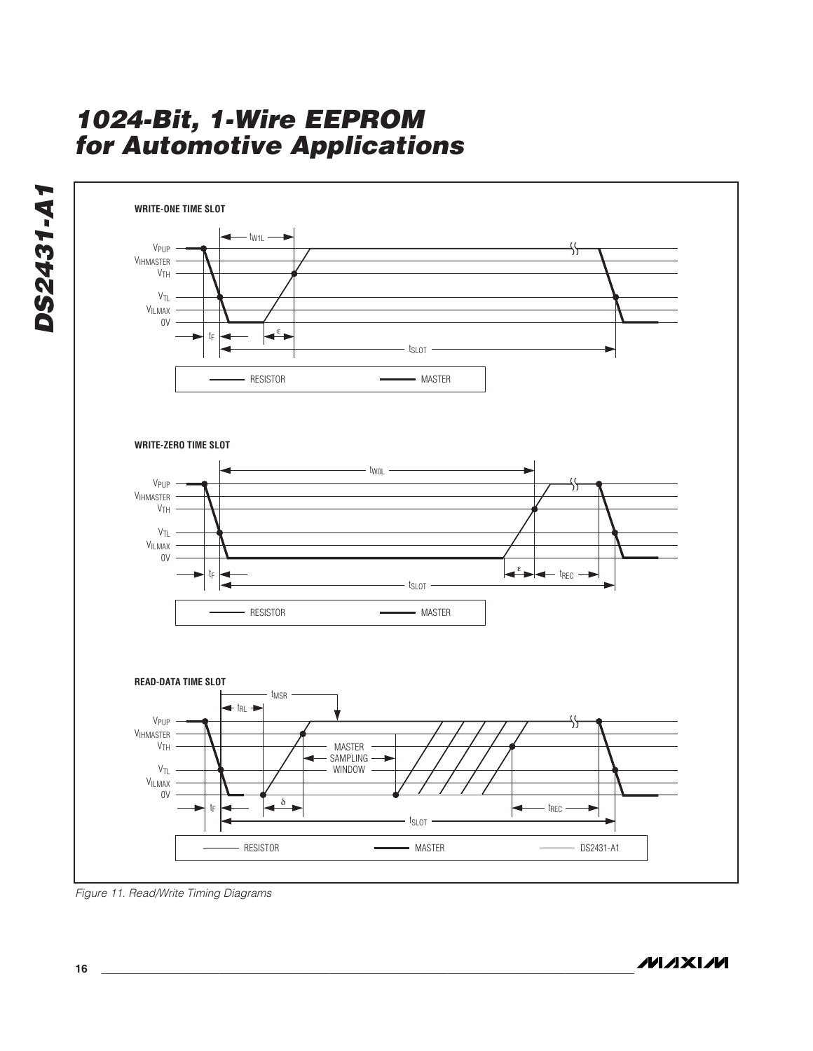**WRITE-ONE TIME SLOT**

$V_{PUP}$, $V_{IHMASTER}$, $V_{TH}$, $V_{TL}$, $V_{ILMAX}$, 0V

$t_{W1L}$, $t_F$, ε, $t_{SLOT}$

RESISTOR — MASTER

**WRITE-ZERO TIME SLOT**

$V_{PUP}$, $V_{IHMASTER}$, $V_{TH}$, $V_{TL}$, $V_{ILMAX}$, 0V

$t_{W0L}$, $t_F$, ε, $t_{REC}$, $t_{SLOT}$

RESISTOR — MASTER

**READ-DATA TIME SLOT**

$V_{PUP}$, $V_{IHMASTER}$, $V_{TH}$, $V_{TL}$, $V_{ILMAX}$, 0V

$t_{MSR}$, $t_{RL}$, MASTER SAMPLING WINDOW, $t_F$, δ, $t_{REC}$, $t_{SLOT}$

RESISTOR — MASTER — DS2431-A1

*Figure 11. Read/Write Timing Diagrams*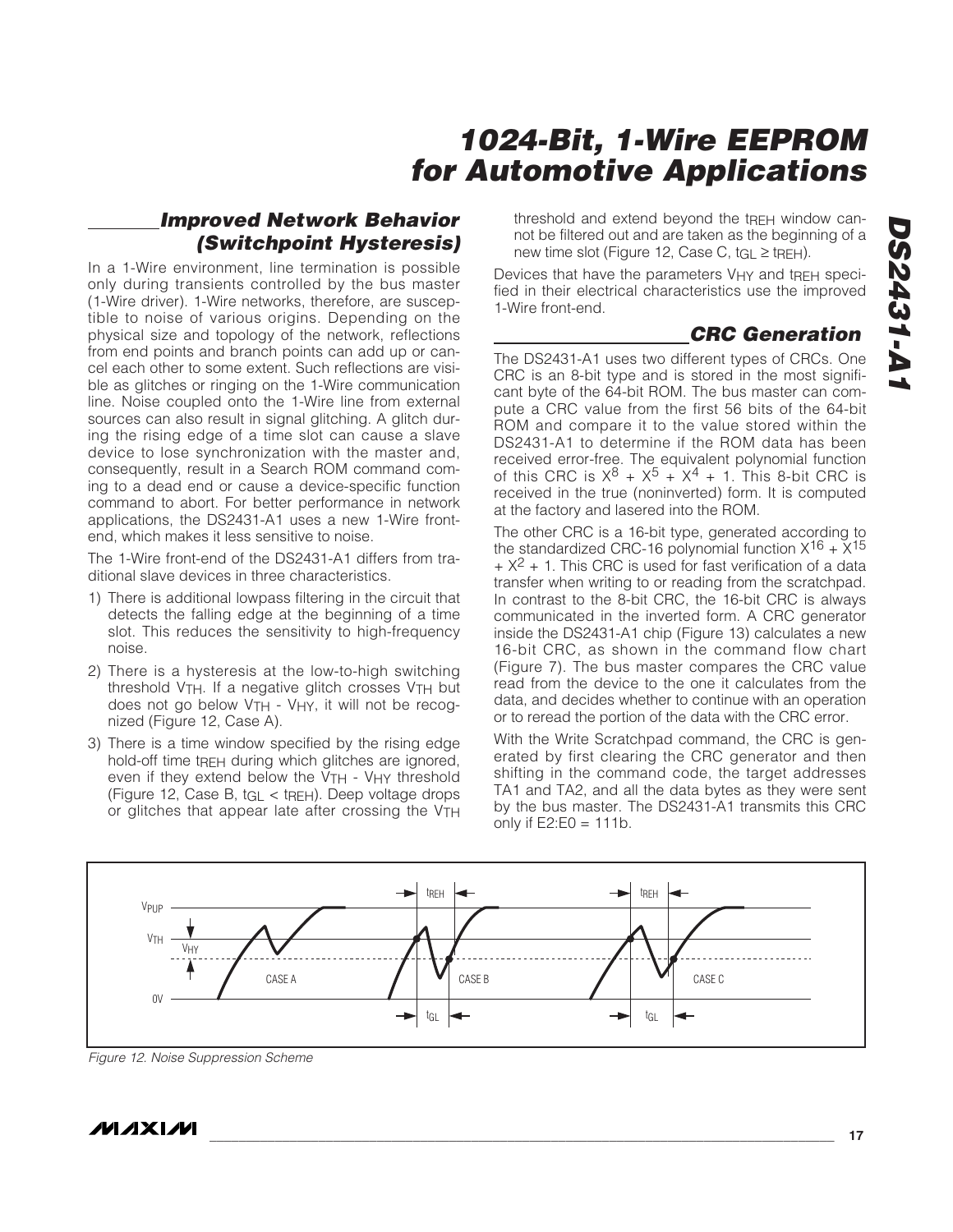## Improved Network Behavior (Switchpoint Hysteresis)

In a 1-Wire environment, line termination is possible only during transients controlled by the bus master (1-Wire driver). 1-Wire networks, therefore, are susceptible to noise of various origins. Depending on the physical size and topology of the network, reflections from end points and branch points can add up or cancel each other to some extent. Such reflections are visible as glitches or ringing on the 1-Wire communication line. Noise coupled onto the 1-Wire line from external sources can also result in signal glitching. A glitch during the rising edge of a time slot can cause a slave device to lose synchronization with the master and, consequently, result in a Search ROM command coming to a dead end or cause a device-specific function command to abort. For better performance in network applications, the DS2431-A1 uses a new 1-Wire front-end, which makes it less sensitive to noise.

The 1-Wire front-end of the DS2431-A1 differs from traditional slave devices in three characteristics.

1) There is additional lowpass filtering in the circuit that detects the falling edge at the beginning of a time slot. This reduces the sensitivity to high-frequency noise.
2) There is a hysteresis at the low-to-high switching threshold $V_{TH}$. If a negative glitch crosses $V_{TH}$ but does not go below $V_{TH}$ - $V_{HY}$, it will not be recognized (Figure 12, Case A).
3) There is a time window specified by the rising edge hold-off time $t_{REH}$ during which glitches are ignored, even if they extend below the $V_{TH}$ - $V_{HY}$ threshold (Figure 12, Case B, $t_{GL} < t_{REH}$). Deep voltage drops or glitches that appear late after crossing the $V_{TH}$ threshold and extend beyond the $t_{REH}$ window cannot be filtered out and are taken as the beginning of a new time slot (Figure 12, Case C, $t_{GL} \geq t_{REH}$).

Devices that have the parameters $V_{HY}$ and $t_{REH}$ specified in their electrical characteristics use the improved 1-Wire front-end.

## CRC Generation

The DS2431-A1 uses two different types of CRCs. One CRC is an 8-bit type and is stored in the most significant byte of the 64-bit ROM. The bus master can compute a CRC value from the first 56 bits of the 64-bit ROM and compare it to the value stored within the DS2431-A1 to determine if the ROM data has been received error-free. The equivalent polynomial function of this CRC is $X^8 + X^5 + X^4 + 1$. This 8-bit CRC is received in the true (noninverted) form. It is computed at the factory and lasered into the ROM.

The other CRC is a 16-bit type, generated according to the standardized CRC-16 polynomial function $X^{16} + X^{15} + X^2 + 1$. This CRC is used for fast verification of a data transfer when writing to or reading from the scratchpad. In contrast to the 8-bit CRC, the 16-bit CRC is always communicated in the inverted form. A CRC generator inside the DS2431-A1 chip (Figure 13) calculates a new 16-bit CRC, as shown in the command flow chart (Figure 7). The bus master compares the CRC value read from the device to the one it calculates from the data, and decides whether to continue with an operation or to reread the portion of the data with the CRC error.

With the Write Scratchpad command, the CRC is generated by first clearing the CRC generator and then shifting in the command code, the target addresses TA1 and TA2, and all the data bytes as they were sent by the bus master. The DS2431-A1 transmits this CRC only if E2:E0 = 111b.

*Figure 12. Noise Suppression Scheme*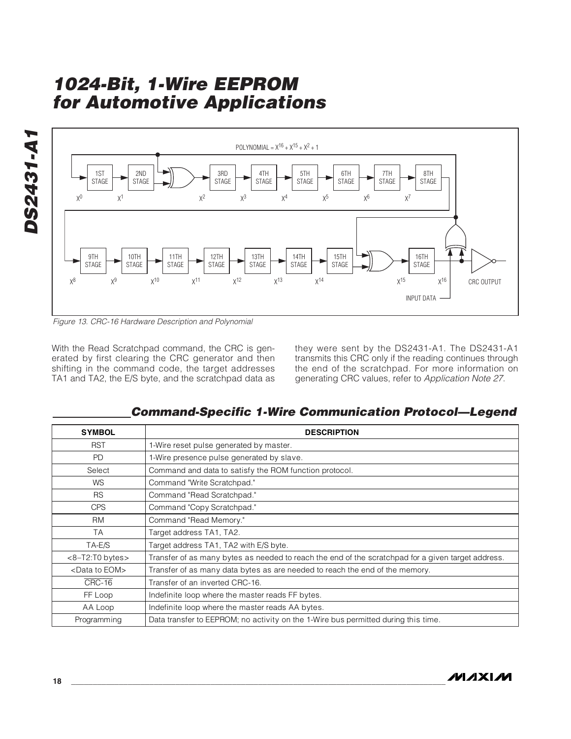POLYNOMIAL = $X^{16} + X^{15} + X^2 + 1$

1ST STAGE, 2ND STAGE, 3RD STAGE, 4TH STAGE, 5TH STAGE, 6TH STAGE, 7TH STAGE, 8TH STAGE

$X^0$ $X^1$ $X^2$ $X^3$ $X^4$ $X^5$ $X^6$ $X^7$

9TH STAGE, 10TH STAGE, 11TH STAGE, 12TH STAGE, 13TH STAGE, 14TH STAGE, 15TH STAGE, 16TH STAGE

$X^8$ $X^9$ $X^{10}$ $X^{11}$ $X^{12}$ $X^{13}$ $X^{14}$ $X^{15}$ $X^{16}$

CRC OUTPUT

INPUT DATA

*Figure 13. CRC-16 Hardware Description and Polynomial*

With the Read Scratchpad command, the CRC is generated by first clearing the CRC generator and then shifting in the command code, the target addresses TA1 and TA2, the E/S byte, and the scratchpad data as they were sent by the DS2431-A1. The DS2431-A1 transmits this CRC only if the reading continues through the end of the scratchpad. For more information on generating CRC values, refer to *Application Note 27*.

## Command-Specific 1-Wire Communication Protocol—Legend

| SYMBOL | DESCRIPTION |
|---|---|
| RST | 1-Wire reset pulse generated by master. |
| PD | 1-Wire presence pulse generated by slave. |
| Select | Command and data to satisfy the ROM function protocol. |
| WS | Command "Write Scratchpad." |
| RS | Command "Read Scratchpad." |
| CPS | Command "Copy Scratchpad." |
| RM | Command "Read Memory." |
| TA | Target address TA1, TA2. |
| TA-E/S | Target address TA1, TA2 with E/S byte. |
| <8–T2:T0 bytes> | Transfer of as many bytes as needed to reach the end of the scratchpad for a given target address. |
| <Data to EOM> | Transfer of as many data bytes as are needed to reach the end of the memory. |
| $\overline{\text{CRC-16}}$ | Transfer of an inverted CRC-16. |
| FF Loop | Indefinite loop where the master reads FF bytes. |
| AA Loop | Indefinite loop where the master reads AA bytes. |
| Programming | Data transfer to EEPROM; no activity on the 1-Wire bus permitted during this time. |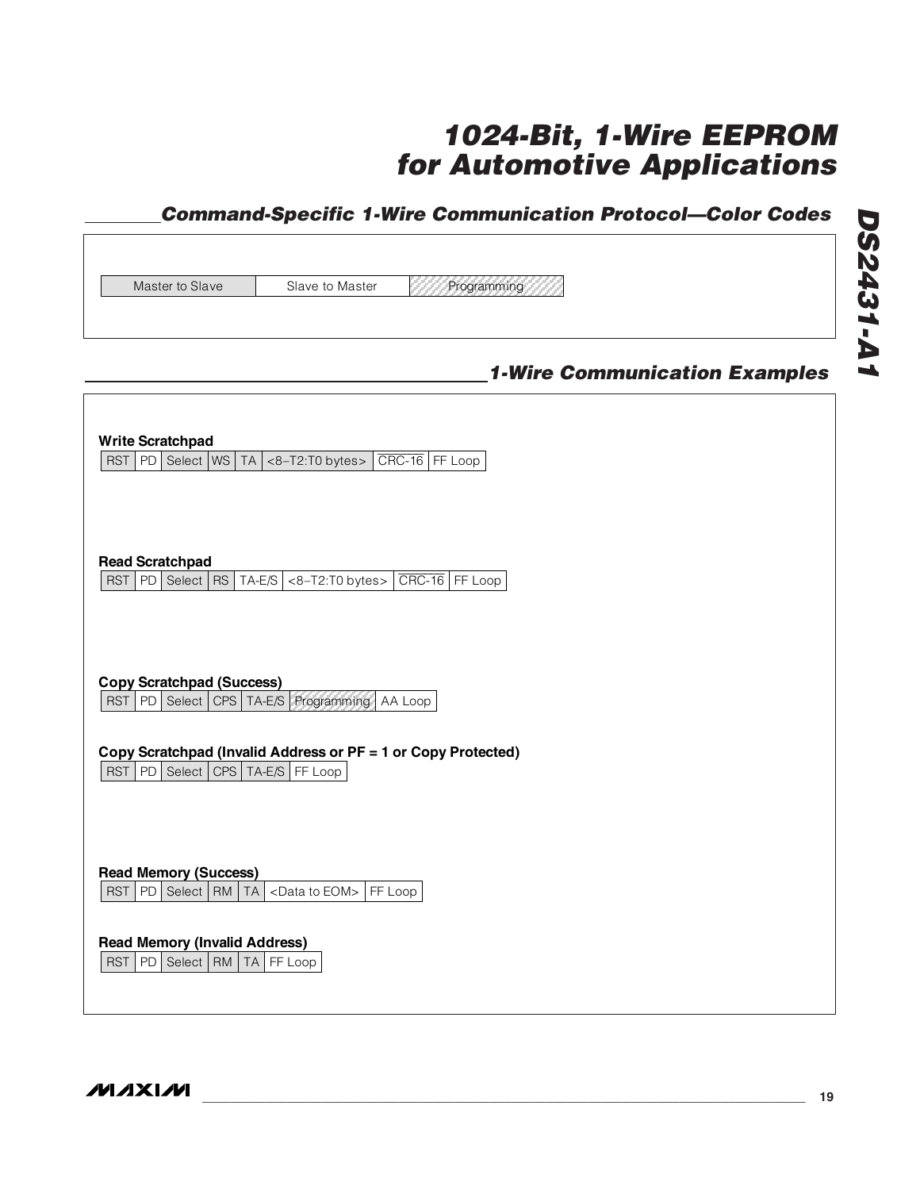## Command-Specific 1-Wire Communication Protocol—Color Codes

| Master to Slave | Slave to Master | Programming |
|---|---|---|

## 1-Wire Communication Examples

**Write Scratchpad**

| RST | PD | Select | WS | TA | <8–T2:T0 bytes> | $\overline{\text{CRC-16}}$ | FF Loop |
|---|---|---|---|---|---|---|---|

**Read Scratchpad**

| RST | PD | Select | RS | TA-E/S | <8–T2:T0 bytes> | $\overline{\text{CRC-16}}$ | FF Loop |
|---|---|---|---|---|---|---|---|

**Copy Scratchpad (Success)**

| RST | PD | Select | CPS | TA-E/S | Programming | AA Loop |
|---|---|---|---|---|---|---|

**Copy Scratchpad (Invalid Address or PF = 1 or Copy Protected)**

| RST | PD | Select | CPS | TA-E/S | FF Loop |
|---|---|---|---|---|---|

**Read Memory (Success)**

| RST | PD | Select | RM | TA | <Data to EOM> | FF Loop |
|---|---|---|---|---|---|---|

**Read Memory (Invalid Address)**

| RST | PD | Select | RM | TA | FF Loop |
|---|---|---|---|---|---|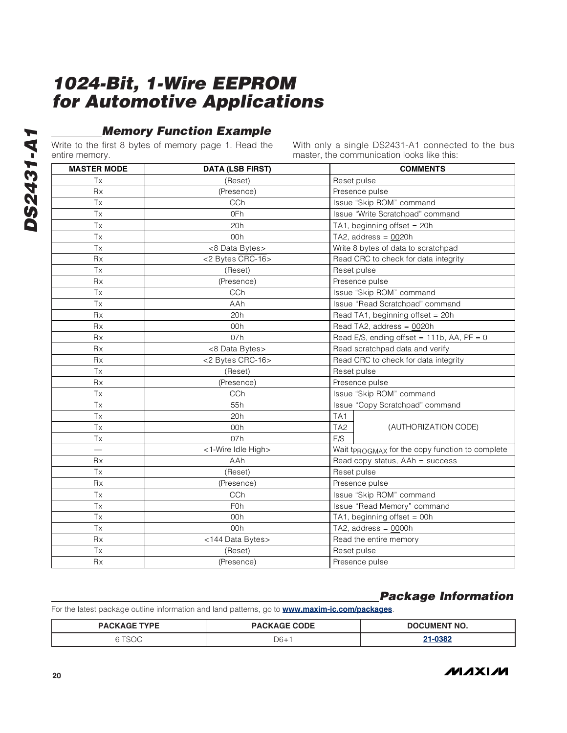## Memory Function Example

Write to the first 8 bytes of memory page 1. Read the entire memory.

With only a single DS2431-A1 connected to the bus master, the communication looks like this:

| MASTER MODE | DATA (LSB FIRST) | COMMENTS | |
|---|---|---|---|
| Tx | (Reset) | Reset pulse | |
| Rx | (Presence) | Presence pulse | |
| Tx | CCh | Issue "Skip ROM" command | |
| Tx | 0Fh | Issue "Write Scratchpad" command | |
| Tx | 20h | TA1, beginning offset = 20h | |
| Tx | 00h | TA2, address = 0020h | |
| Tx | <8 Data Bytes> | Write 8 bytes of data to scratchpad | |
| Rx | <2 Bytes $\overline{\text{CRC}}$-16> | Read CRC to check for data integrity | |
| Tx | (Reset) | Reset pulse | |
| Rx | (Presence) | Presence pulse | |
| Tx | CCh | Issue "Skip ROM" command | |
| Tx | AAh | Issue "Read Scratchpad" command | |
| Rx | 20h | Read TA1, beginning offset = 20h | |
| Rx | 00h | Read TA2, address = 0020h | |
| Rx | 07h | Read E/S, ending offset = 111b, AA, PF = 0 | |
| Rx | <8 Data Bytes> | Read scratchpad data and verify | |
| Rx | <2 Bytes $\overline{\text{CRC}}$-16> | Read CRC to check for data integrity | |
| Tx | (Reset) | Reset pulse | |
| Rx | (Presence) | Presence pulse | |
| Tx | CCh | Issue "Skip ROM" command | |
| Tx | 55h | Issue "Copy Scratchpad" command | |
| Tx | 20h | TA1 | (AUTHORIZATION CODE) |
| Tx | 00h | TA2 | |
| Tx | 07h | E/S | |
| — | <1-Wire Idle High> | Wait $t_{PROGMAX}$ for the copy function to complete | |
| Rx | AAh | Read copy status, AAh = success | |
| Tx | (Reset) | Reset pulse | |
| Rx | (Presence) | Presence pulse | |
| Tx | CCh | Issue "Skip ROM" command | |
| Tx | F0h | Issue "Read Memory" command | |
| Tx | 00h | TA1, beginning offset = 00h | |
| Tx | 00h | TA2, address = 0000h | |
| Rx | <144 Data Bytes> | Read the entire memory | |
| Tx | (Reset) | Reset pulse | |
| Rx | (Presence) | Presence pulse | |

## Package Information

For the latest package outline information and land patterns, go to **www.maxim-ic.com/packages**.

| PACKAGE TYPE | PACKAGE CODE | DOCUMENT NO. |
|---|---|---|
| 6 TSOC | D6+1 | **21-0382** |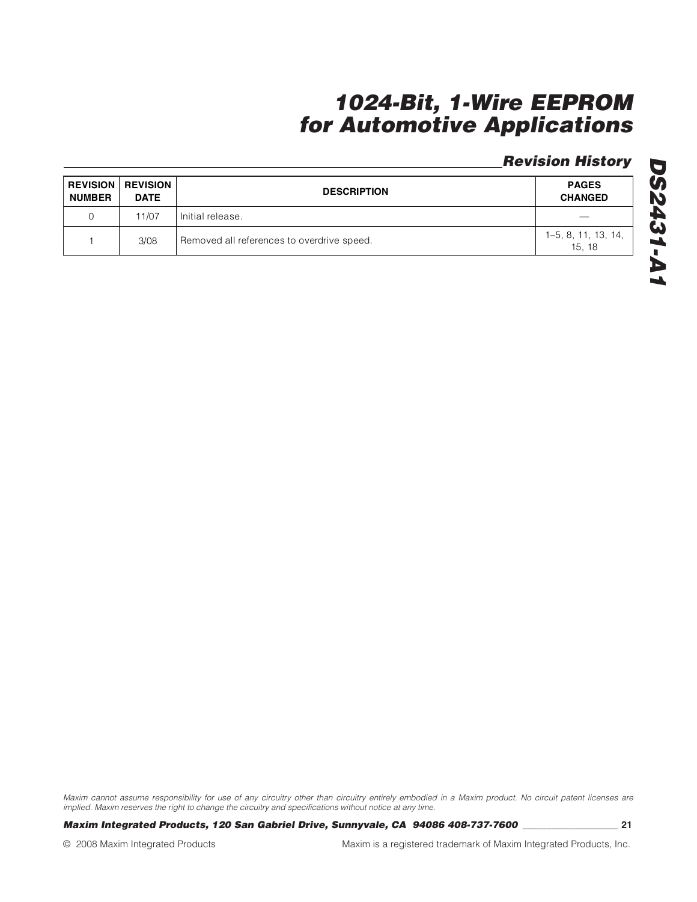## Revision History

| REVISION NUMBER | REVISION DATE | DESCRIPTION | PAGES CHANGED |
|---|---|---|---|
| 0 | 11/07 | Initial release. | — |
| 1 | 3/08 | Removed all references to overdrive speed. | 1–5, 8, 11, 13, 14, 15, 18 |

*Maxim cannot assume responsibility for use of any circuitry other than circuitry entirely embodied in a Maxim product. No circuit patent licenses are implied. Maxim reserves the right to change the circuitry and specifications without notice at any time.*

***Maxim Integrated Products, 120 San Gabriel Drive, Sunnyvale, CA 94086 408-737-7600***

© 2008 Maxim Integrated Products

Maxim is a registered trademark of Maxim Integrated Products, Inc.